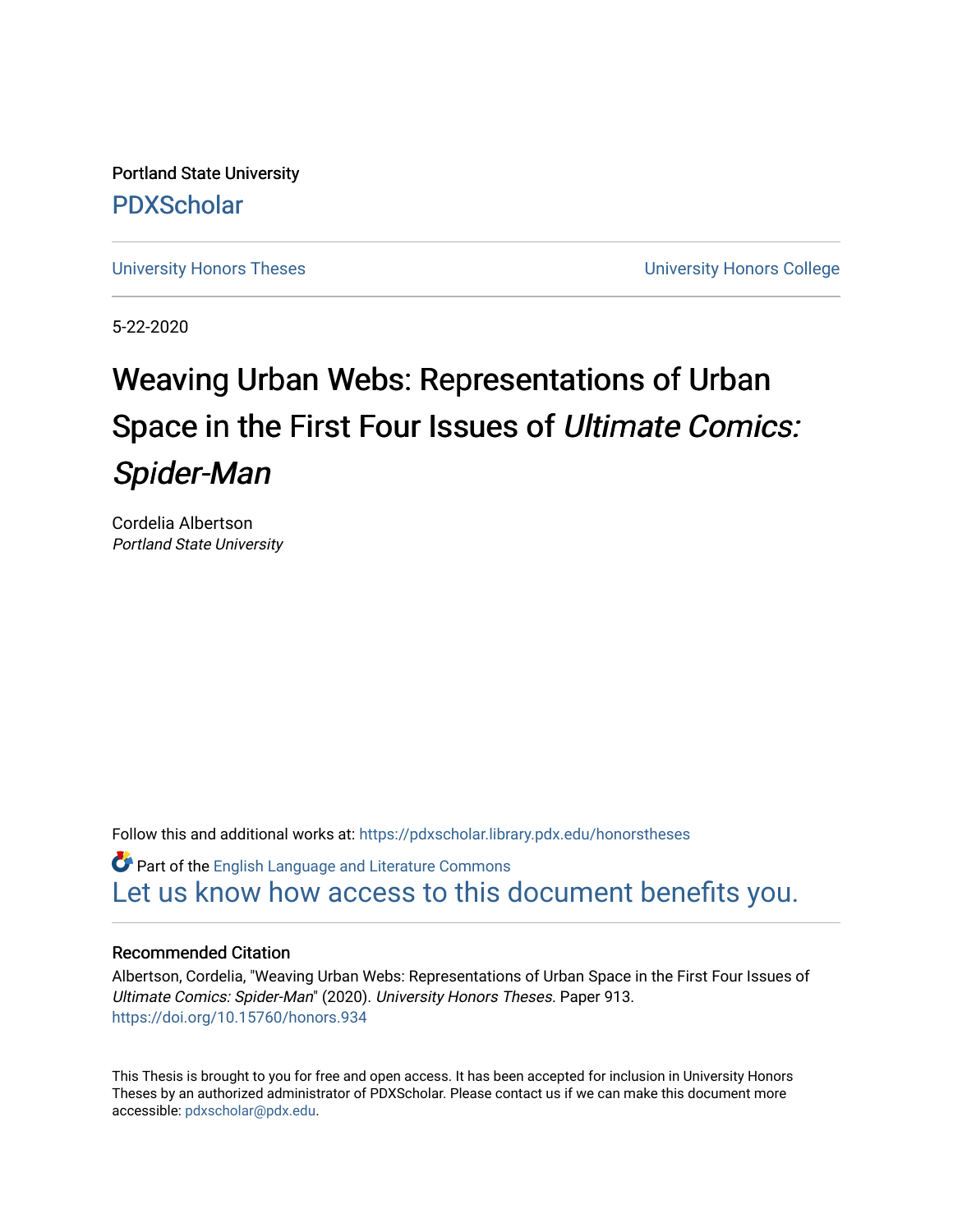Portland State University

PDXScholar

University Honors Theses | University Honors College

5-22-2020

# Weaving Urban Webs: Representations of Urban Space in the First Four Issues of *Ultimate Comics: Spider-Man*

Cordelia Albertson
*Portland State University*

Follow this and additional works at: https://pdxscholar.library.pdx.edu/honorstheses

Part of the English Language and Literature Commons

Let us know how access to this document benefits you.

### Recommended Citation

Albertson, Cordelia, "Weaving Urban Webs: Representations of Urban Space in the First Four Issues of *Ultimate Comics: Spider-Man*" (2020). *University Honors Theses.* Paper 913.
https://doi.org/10.15760/honors.934

This Thesis is brought to you for free and open access. It has been accepted for inclusion in University Honors Theses by an authorized administrator of PDXScholar. Please contact us if we can make this document more accessible: pdxscholar@pdx.edu.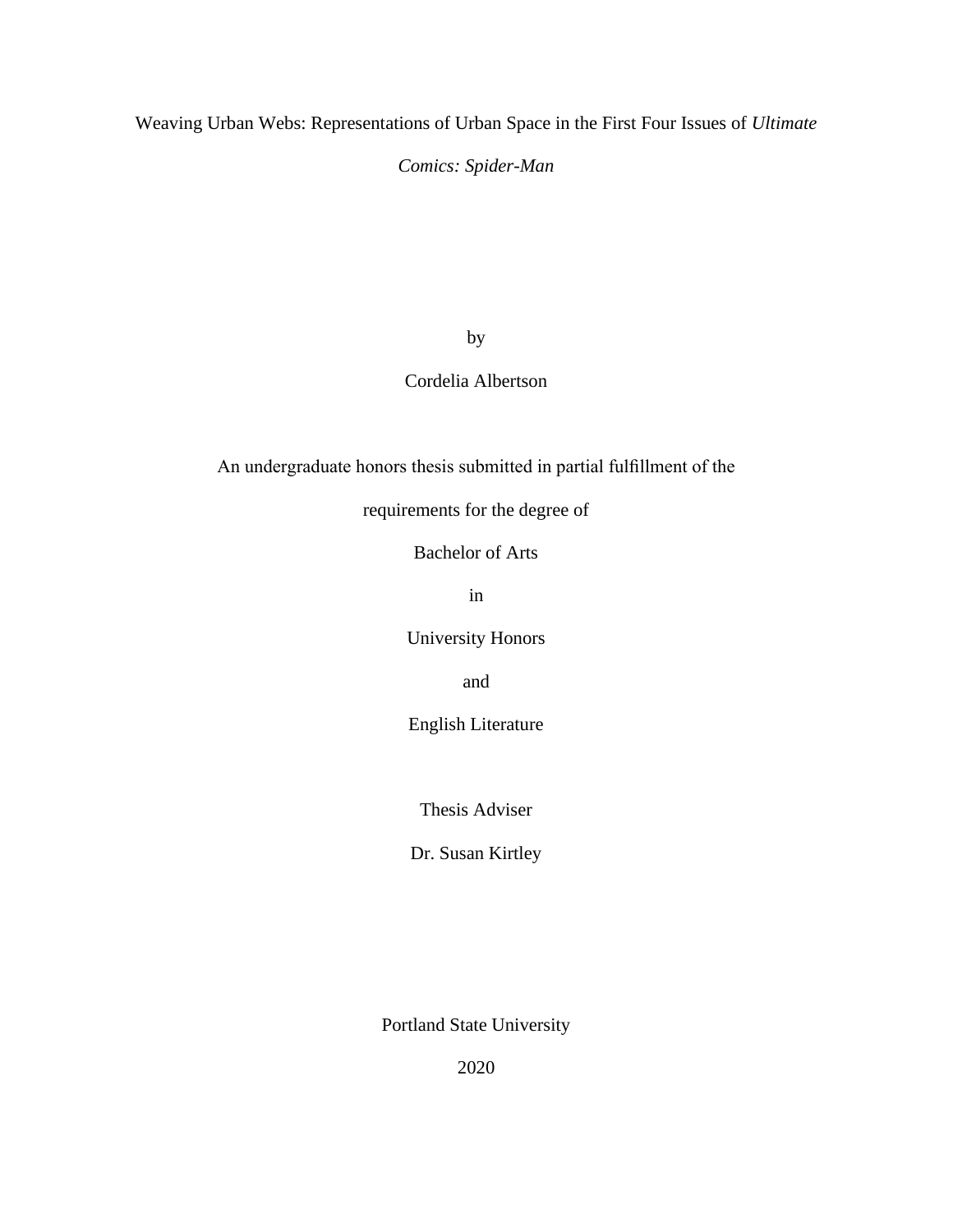Weaving Urban Webs: Representations of Urban Space in the First Four Issues of *Ultimate Comics: Spider-Man*

by

Cordelia Albertson

An undergraduate honors thesis submitted in partial fulfillment of the

requirements for the degree of

Bachelor of Arts

in

University Honors

and

English Literature

Thesis Adviser

Dr. Susan Kirtley

Portland State University

2020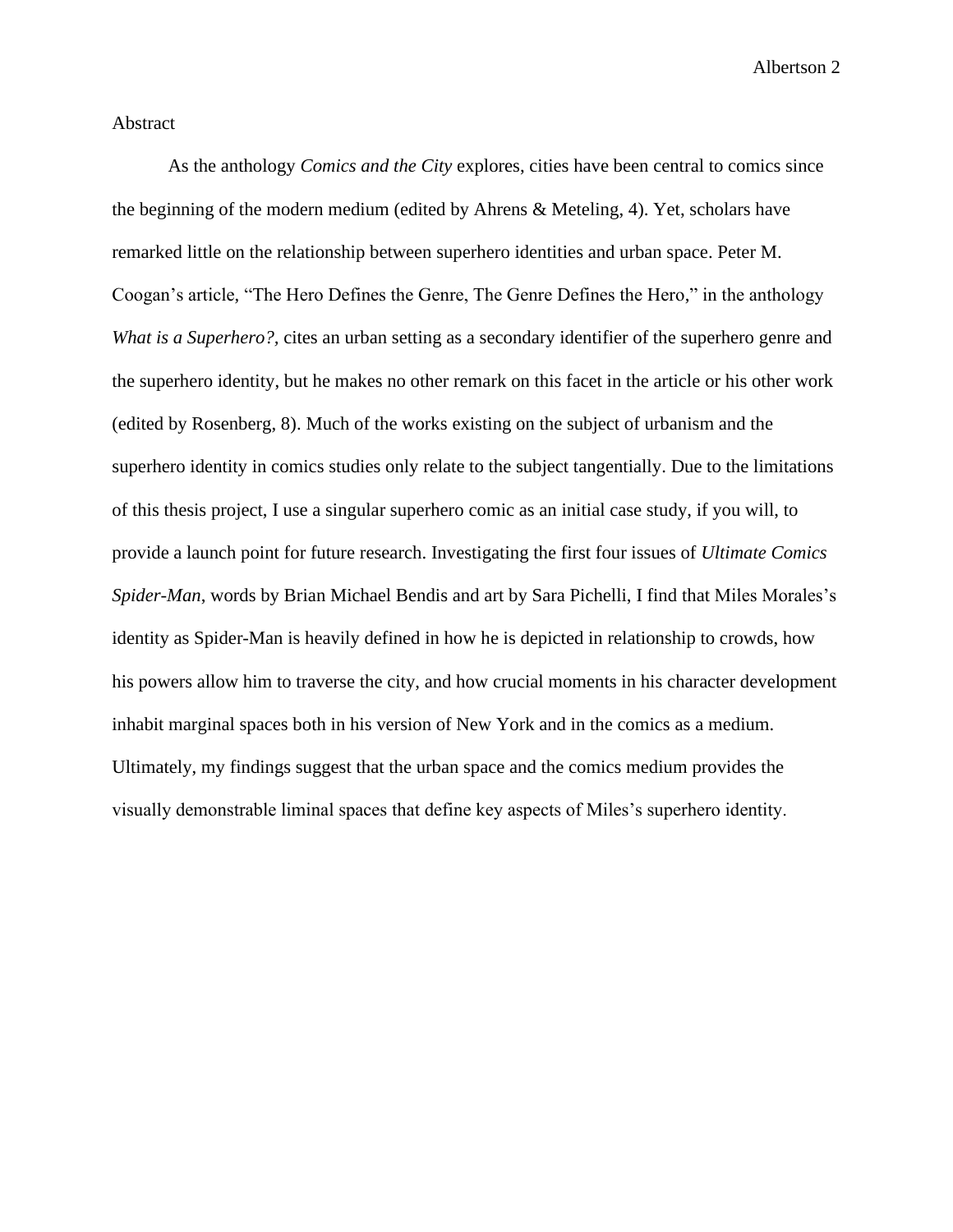Abstract

As the anthology *Comics and the City* explores, cities have been central to comics since the beginning of the modern medium (edited by Ahrens & Meteling, 4). Yet, scholars have remarked little on the relationship between superhero identities and urban space. Peter M. Coogan's article, "The Hero Defines the Genre, The Genre Defines the Hero," in the anthology *What is a Superhero?*, cites an urban setting as a secondary identifier of the superhero genre and the superhero identity, but he makes no other remark on this facet in the article or his other work (edited by Rosenberg, 8). Much of the works existing on the subject of urbanism and the superhero identity in comics studies only relate to the subject tangentially. Due to the limitations of this thesis project, I use a singular superhero comic as an initial case study, if you will, to provide a launch point for future research. Investigating the first four issues of *Ultimate Comics Spider-Man*, words by Brian Michael Bendis and art by Sara Pichelli, I find that Miles Morales's identity as Spider-Man is heavily defined in how he is depicted in relationship to crowds, how his powers allow him to traverse the city, and how crucial moments in his character development inhabit marginal spaces both in his version of New York and in the comics as a medium. Ultimately, my findings suggest that the urban space and the comics medium provides the visually demonstrable liminal spaces that define key aspects of Miles's superhero identity.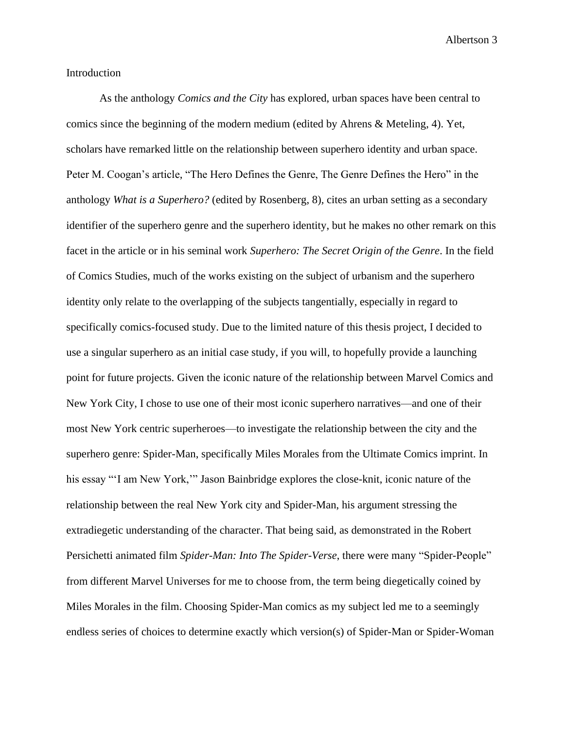Introduction

As the anthology *Comics and the City* has explored, urban spaces have been central to comics since the beginning of the modern medium (edited by Ahrens & Meteling, 4). Yet, scholars have remarked little on the relationship between superhero identity and urban space. Peter M. Coogan's article, "The Hero Defines the Genre, The Genre Defines the Hero" in the anthology *What is a Superhero?* (edited by Rosenberg, 8), cites an urban setting as a secondary identifier of the superhero genre and the superhero identity, but he makes no other remark on this facet in the article or in his seminal work *Superhero: The Secret Origin of the Genre*. In the field of Comics Studies, much of the works existing on the subject of urbanism and the superhero identity only relate to the overlapping of the subjects tangentially, especially in regard to specifically comics-focused study. Due to the limited nature of this thesis project, I decided to use a singular superhero as an initial case study, if you will, to hopefully provide a launching point for future projects. Given the iconic nature of the relationship between Marvel Comics and New York City, I chose to use one of their most iconic superhero narratives—and one of their most New York centric superheroes—to investigate the relationship between the city and the superhero genre: Spider-Man, specifically Miles Morales from the Ultimate Comics imprint. In his essay "'I am New York,'" Jason Bainbridge explores the close-knit, iconic nature of the relationship between the real New York city and Spider-Man, his argument stressing the extradiegetic understanding of the character. That being said, as demonstrated in the Robert Persichetti animated film *Spider-Man: Into The Spider-Verse*, there were many "Spider-People" from different Marvel Universes for me to choose from, the term being diegetically coined by Miles Morales in the film. Choosing Spider-Man comics as my subject led me to a seemingly endless series of choices to determine exactly which version(s) of Spider-Man or Spider-Woman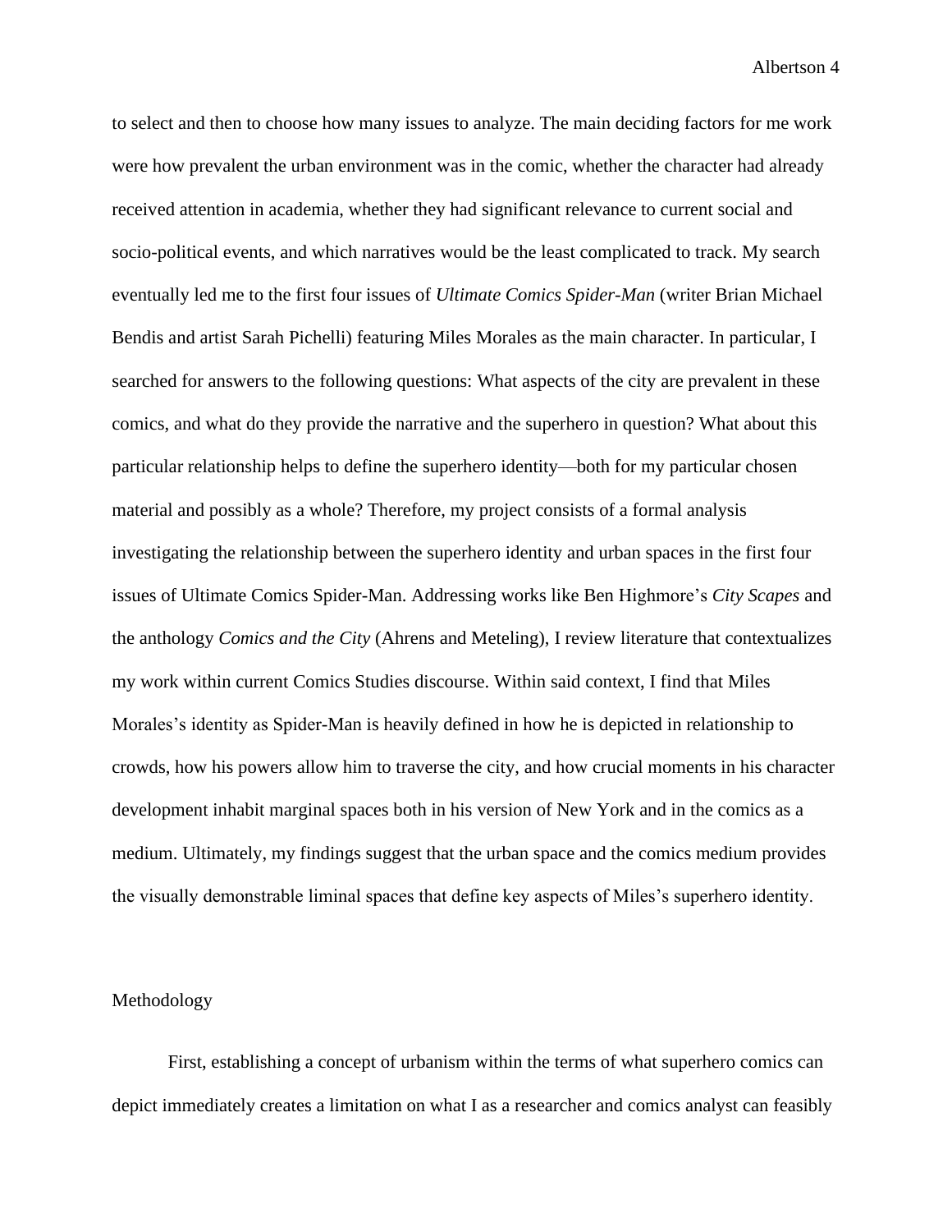to select and then to choose how many issues to analyze. The main deciding factors for me work were how prevalent the urban environment was in the comic, whether the character had already received attention in academia, whether they had significant relevance to current social and socio-political events, and which narratives would be the least complicated to track. My search eventually led me to the first four issues of *Ultimate Comics Spider-Man* (writer Brian Michael Bendis and artist Sarah Pichelli) featuring Miles Morales as the main character. In particular, I searched for answers to the following questions: What aspects of the city are prevalent in these comics, and what do they provide the narrative and the superhero in question? What about this particular relationship helps to define the superhero identity—both for my particular chosen material and possibly as a whole? Therefore, my project consists of a formal analysis investigating the relationship between the superhero identity and urban spaces in the first four issues of Ultimate Comics Spider-Man. Addressing works like Ben Highmore's *City Scapes* and the anthology *Comics and the City* (Ahrens and Meteling), I review literature that contextualizes my work within current Comics Studies discourse. Within said context, I find that Miles Morales's identity as Spider-Man is heavily defined in how he is depicted in relationship to crowds, how his powers allow him to traverse the city, and how crucial moments in his character development inhabit marginal spaces both in his version of New York and in the comics as a medium. Ultimately, my findings suggest that the urban space and the comics medium provides the visually demonstrable liminal spaces that define key aspects of Miles's superhero identity.

## Methodology

First, establishing a concept of urbanism within the terms of what superhero comics can depict immediately creates a limitation on what I as a researcher and comics analyst can feasibly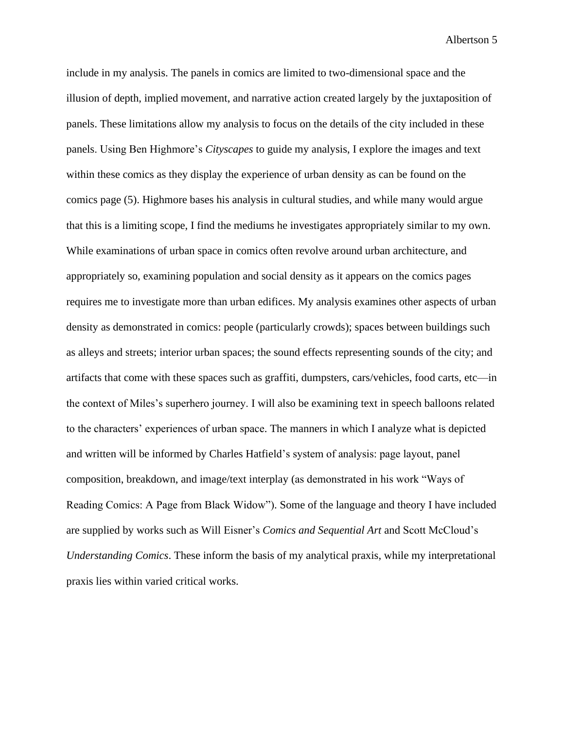include in my analysis. The panels in comics are limited to two-dimensional space and the illusion of depth, implied movement, and narrative action created largely by the juxtaposition of panels. These limitations allow my analysis to focus on the details of the city included in these panels. Using Ben Highmore's *Cityscapes* to guide my analysis, I explore the images and text within these comics as they display the experience of urban density as can be found on the comics page (5). Highmore bases his analysis in cultural studies, and while many would argue that this is a limiting scope, I find the mediums he investigates appropriately similar to my own. While examinations of urban space in comics often revolve around urban architecture, and appropriately so, examining population and social density as it appears on the comics pages requires me to investigate more than urban edifices. My analysis examines other aspects of urban density as demonstrated in comics: people (particularly crowds); spaces between buildings such as alleys and streets; interior urban spaces; the sound effects representing sounds of the city; and artifacts that come with these spaces such as graffiti, dumpsters, cars/vehicles, food carts, etc—in the context of Miles's superhero journey. I will also be examining text in speech balloons related to the characters' experiences of urban space. The manners in which I analyze what is depicted and written will be informed by Charles Hatfield's system of analysis: page layout, panel composition, breakdown, and image/text interplay (as demonstrated in his work "Ways of Reading Comics: A Page from Black Widow"). Some of the language and theory I have included are supplied by works such as Will Eisner's *Comics and Sequential Art* and Scott McCloud's *Understanding Comics*. These inform the basis of my analytical praxis, while my interpretational praxis lies within varied critical works.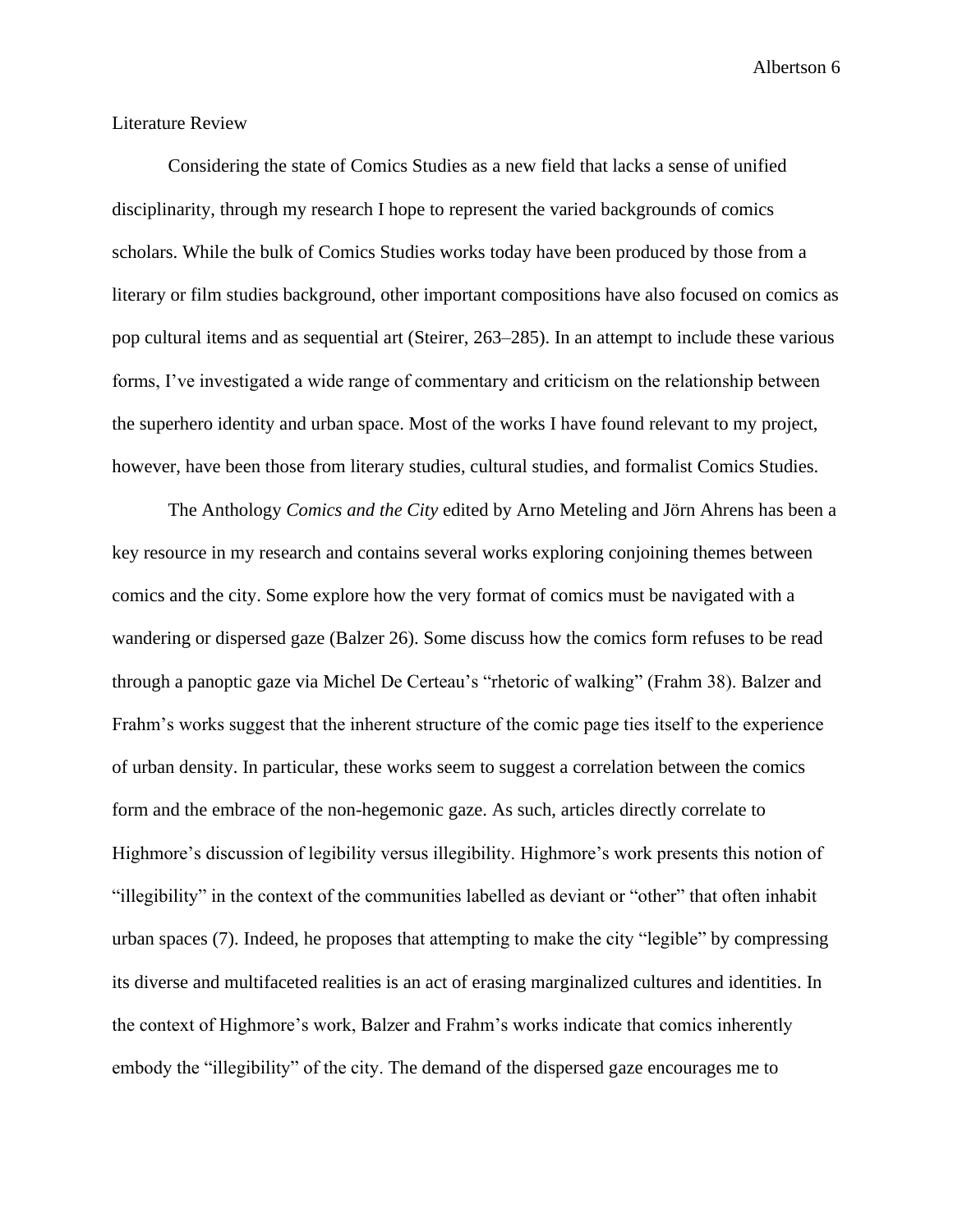## Literature Review

Considering the state of Comics Studies as a new field that lacks a sense of unified disciplinarity, through my research I hope to represent the varied backgrounds of comics scholars. While the bulk of Comics Studies works today have been produced by those from a literary or film studies background, other important compositions have also focused on comics as pop cultural items and as sequential art (Steirer, 263–285). In an attempt to include these various forms, I've investigated a wide range of commentary and criticism on the relationship between the superhero identity and urban space. Most of the works I have found relevant to my project, however, have been those from literary studies, cultural studies, and formalist Comics Studies.

The Anthology *Comics and the City* edited by Arno Meteling and Jörn Ahrens has been a key resource in my research and contains several works exploring conjoining themes between comics and the city. Some explore how the very format of comics must be navigated with a wandering or dispersed gaze (Balzer 26). Some discuss how the comics form refuses to be read through a panoptic gaze via Michel De Certeau's "rhetoric of walking" (Frahm 38). Balzer and Frahm's works suggest that the inherent structure of the comic page ties itself to the experience of urban density. In particular, these works seem to suggest a correlation between the comics form and the embrace of the non-hegemonic gaze. As such, articles directly correlate to Highmore's discussion of legibility versus illegibility. Highmore's work presents this notion of "illegibility" in the context of the communities labelled as deviant or "other" that often inhabit urban spaces (7). Indeed, he proposes that attempting to make the city "legible" by compressing its diverse and multifaceted realities is an act of erasing marginalized cultures and identities. In the context of Highmore's work, Balzer and Frahm's works indicate that comics inherently embody the "illegibility" of the city. The demand of the dispersed gaze encourages me to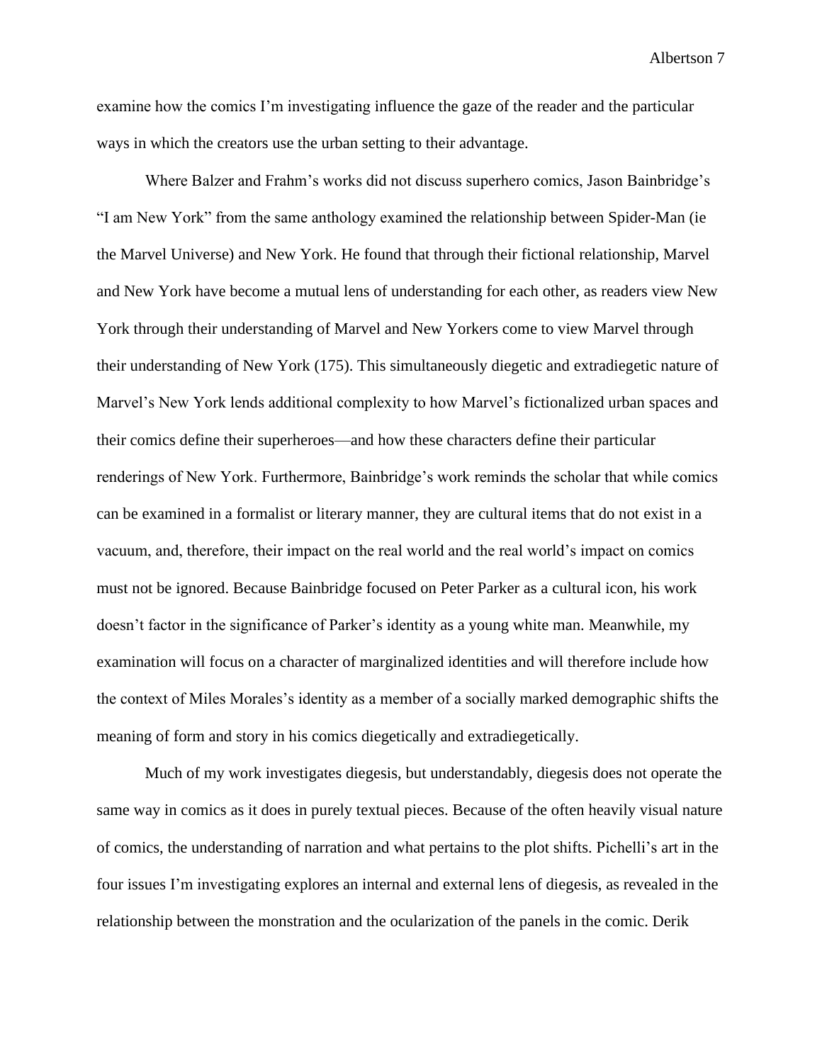examine how the comics I'm investigating influence the gaze of the reader and the particular ways in which the creators use the urban setting to their advantage.

Where Balzer and Frahm's works did not discuss superhero comics, Jason Bainbridge's "I am New York" from the same anthology examined the relationship between Spider-Man (ie the Marvel Universe) and New York. He found that through their fictional relationship, Marvel and New York have become a mutual lens of understanding for each other, as readers view New York through their understanding of Marvel and New Yorkers come to view Marvel through their understanding of New York (175). This simultaneously diegetic and extradiegetic nature of Marvel's New York lends additional complexity to how Marvel's fictionalized urban spaces and their comics define their superheroes—and how these characters define their particular renderings of New York. Furthermore, Bainbridge's work reminds the scholar that while comics can be examined in a formalist or literary manner, they are cultural items that do not exist in a vacuum, and, therefore, their impact on the real world and the real world's impact on comics must not be ignored. Because Bainbridge focused on Peter Parker as a cultural icon, his work doesn't factor in the significance of Parker's identity as a young white man. Meanwhile, my examination will focus on a character of marginalized identities and will therefore include how the context of Miles Morales's identity as a member of a socially marked demographic shifts the meaning of form and story in his comics diegetically and extradiegetically.

Much of my work investigates diegesis, but understandably, diegesis does not operate the same way in comics as it does in purely textual pieces. Because of the often heavily visual nature of comics, the understanding of narration and what pertains to the plot shifts. Pichelli's art in the four issues I'm investigating explores an internal and external lens of diegesis, as revealed in the relationship between the monstration and the ocularization of the panels in the comic. Derik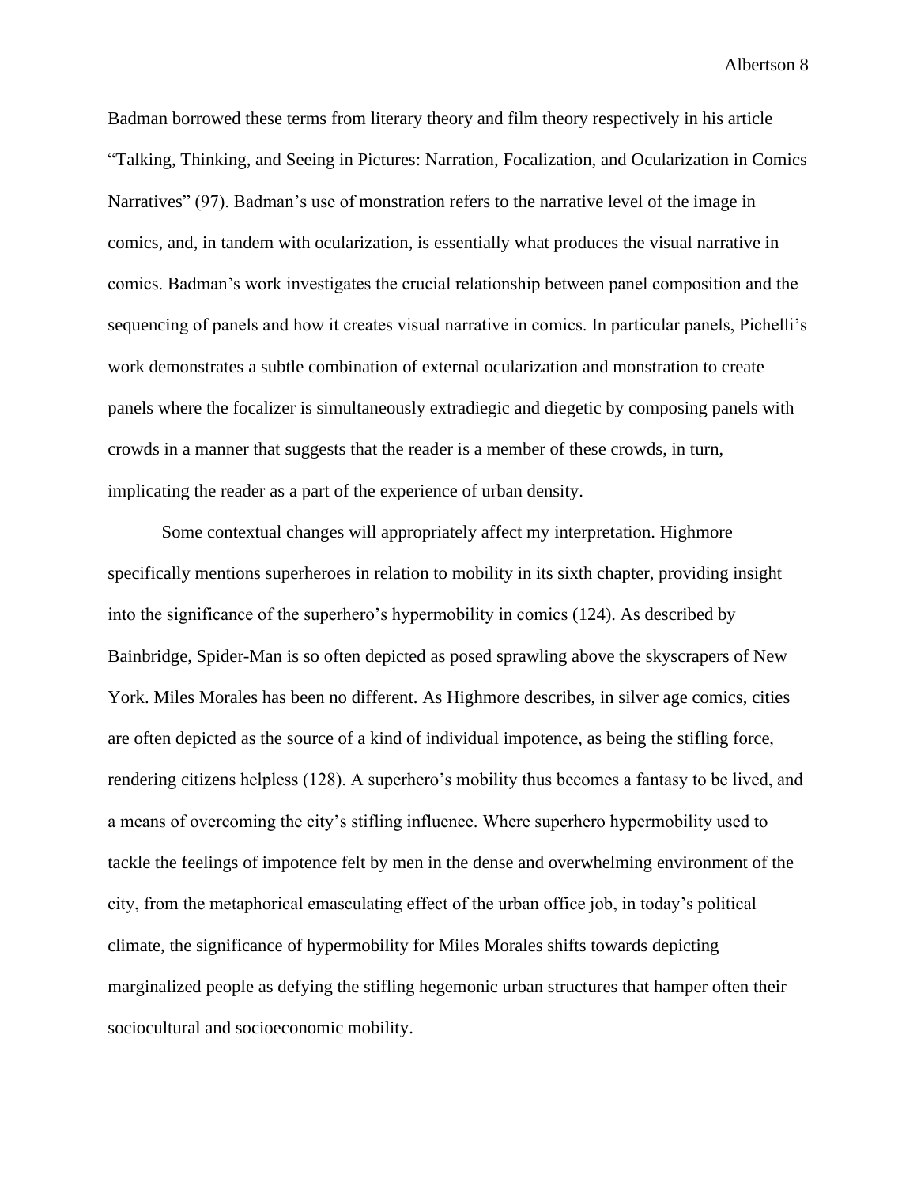Badman borrowed these terms from literary theory and film theory respectively in his article "Talking, Thinking, and Seeing in Pictures: Narration, Focalization, and Ocularization in Comics Narratives" (97). Badman's use of monstration refers to the narrative level of the image in comics, and, in tandem with ocularization, is essentially what produces the visual narrative in comics. Badman's work investigates the crucial relationship between panel composition and the sequencing of panels and how it creates visual narrative in comics. In particular panels, Pichelli's work demonstrates a subtle combination of external ocularization and monstration to create panels where the focalizer is simultaneously extradiegic and diegetic by composing panels with crowds in a manner that suggests that the reader is a member of these crowds, in turn, implicating the reader as a part of the experience of urban density.

Some contextual changes will appropriately affect my interpretation. Highmore specifically mentions superheroes in relation to mobility in its sixth chapter, providing insight into the significance of the superhero's hypermobility in comics (124). As described by Bainbridge, Spider-Man is so often depicted as posed sprawling above the skyscrapers of New York. Miles Morales has been no different. As Highmore describes, in silver age comics, cities are often depicted as the source of a kind of individual impotence, as being the stifling force, rendering citizens helpless (128). A superhero's mobility thus becomes a fantasy to be lived, and a means of overcoming the city's stifling influence. Where superhero hypermobility used to tackle the feelings of impotence felt by men in the dense and overwhelming environment of the city, from the metaphorical emasculating effect of the urban office job, in today's political climate, the significance of hypermobility for Miles Morales shifts towards depicting marginalized people as defying the stifling hegemonic urban structures that hamper often their sociocultural and socioeconomic mobility.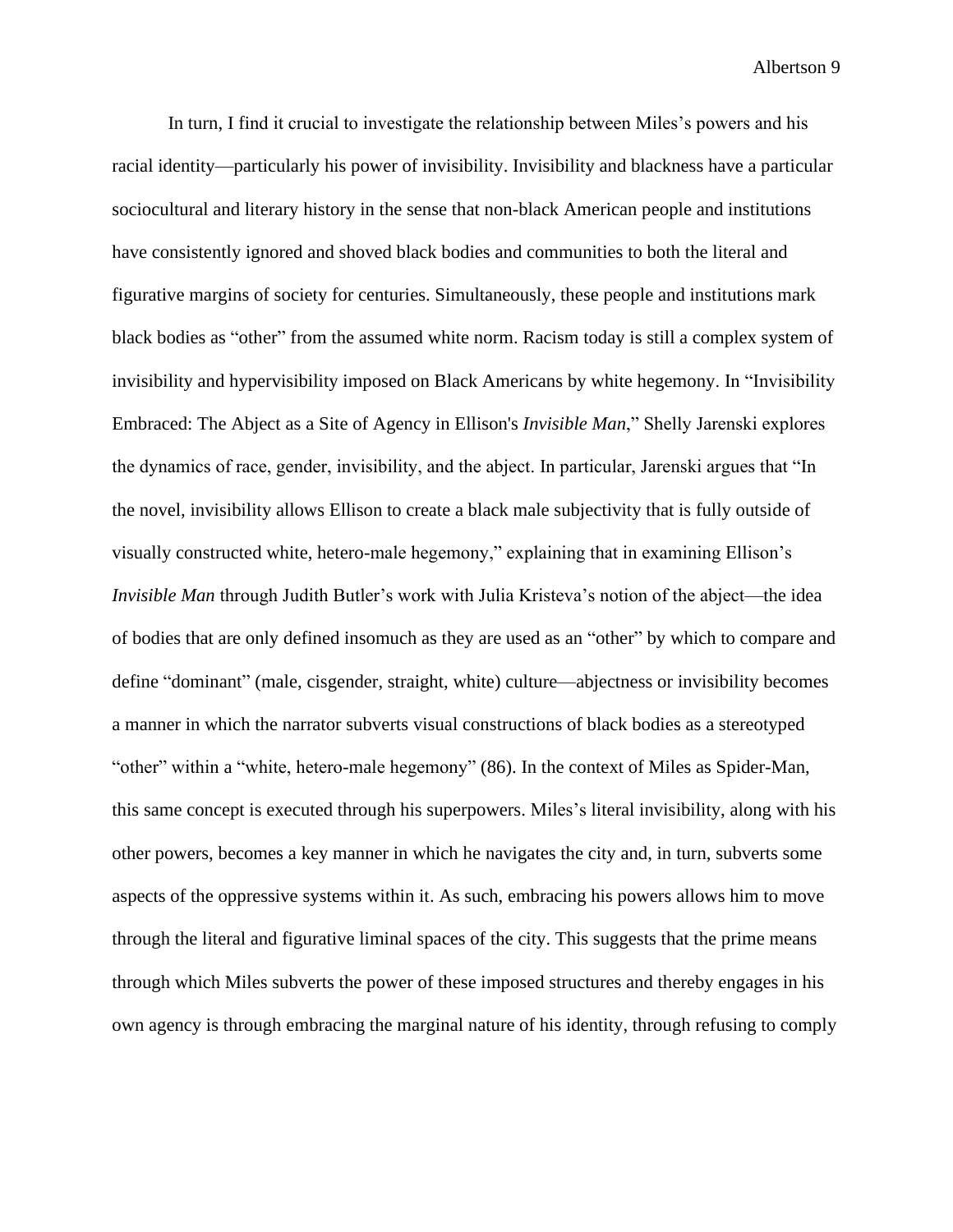In turn, I find it crucial to investigate the relationship between Miles's powers and his racial identity—particularly his power of invisibility. Invisibility and blackness have a particular sociocultural and literary history in the sense that non-black American people and institutions have consistently ignored and shoved black bodies and communities to both the literal and figurative margins of society for centuries. Simultaneously, these people and institutions mark black bodies as "other" from the assumed white norm. Racism today is still a complex system of invisibility and hypervisibility imposed on Black Americans by white hegemony. In "Invisibility Embraced: The Abject as a Site of Agency in Ellison's *Invisible Man*," Shelly Jarenski explores the dynamics of race, gender, invisibility, and the abject. In particular, Jarenski argues that "In the novel, invisibility allows Ellison to create a black male subjectivity that is fully outside of visually constructed white, hetero-male hegemony," explaining that in examining Ellison's *Invisible Man* through Judith Butler's work with Julia Kristeva's notion of the abject—the idea of bodies that are only defined insomuch as they are used as an "other" by which to compare and define "dominant" (male, cisgender, straight, white) culture—abjectness or invisibility becomes a manner in which the narrator subverts visual constructions of black bodies as a stereotyped "other" within a "white, hetero-male hegemony" (86). In the context of Miles as Spider-Man, this same concept is executed through his superpowers. Miles's literal invisibility, along with his other powers, becomes a key manner in which he navigates the city and, in turn, subverts some aspects of the oppressive systems within it. As such, embracing his powers allows him to move through the literal and figurative liminal spaces of the city. This suggests that the prime means through which Miles subverts the power of these imposed structures and thereby engages in his own agency is through embracing the marginal nature of his identity, through refusing to comply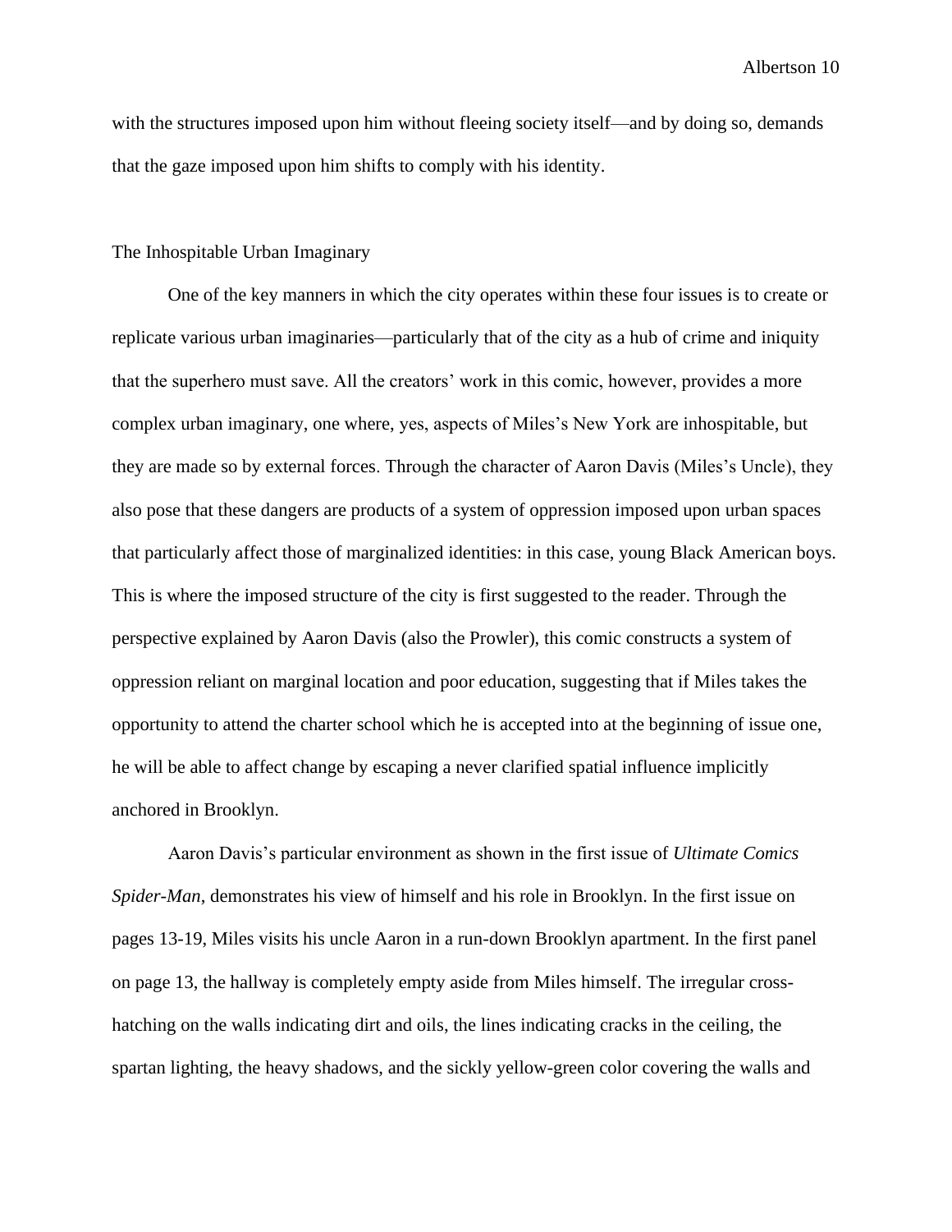with the structures imposed upon him without fleeing society itself—and by doing so, demands that the gaze imposed upon him shifts to comply with his identity.

## The Inhospitable Urban Imaginary

One of the key manners in which the city operates within these four issues is to create or replicate various urban imaginaries—particularly that of the city as a hub of crime and iniquity that the superhero must save. All the creators' work in this comic, however, provides a more complex urban imaginary, one where, yes, aspects of Miles's New York are inhospitable, but they are made so by external forces. Through the character of Aaron Davis (Miles's Uncle), they also pose that these dangers are products of a system of oppression imposed upon urban spaces that particularly affect those of marginalized identities: in this case, young Black American boys. This is where the imposed structure of the city is first suggested to the reader. Through the perspective explained by Aaron Davis (also the Prowler), this comic constructs a system of oppression reliant on marginal location and poor education, suggesting that if Miles takes the opportunity to attend the charter school which he is accepted into at the beginning of issue one, he will be able to affect change by escaping a never clarified spatial influence implicitly anchored in Brooklyn.

Aaron Davis's particular environment as shown in the first issue of *Ultimate Comics Spider-Man*, demonstrates his view of himself and his role in Brooklyn. In the first issue on pages 13-19, Miles visits his uncle Aaron in a run-down Brooklyn apartment. In the first panel on page 13, the hallway is completely empty aside from Miles himself. The irregular cross-hatching on the walls indicating dirt and oils, the lines indicating cracks in the ceiling, the spartan lighting, the heavy shadows, and the sickly yellow-green color covering the walls and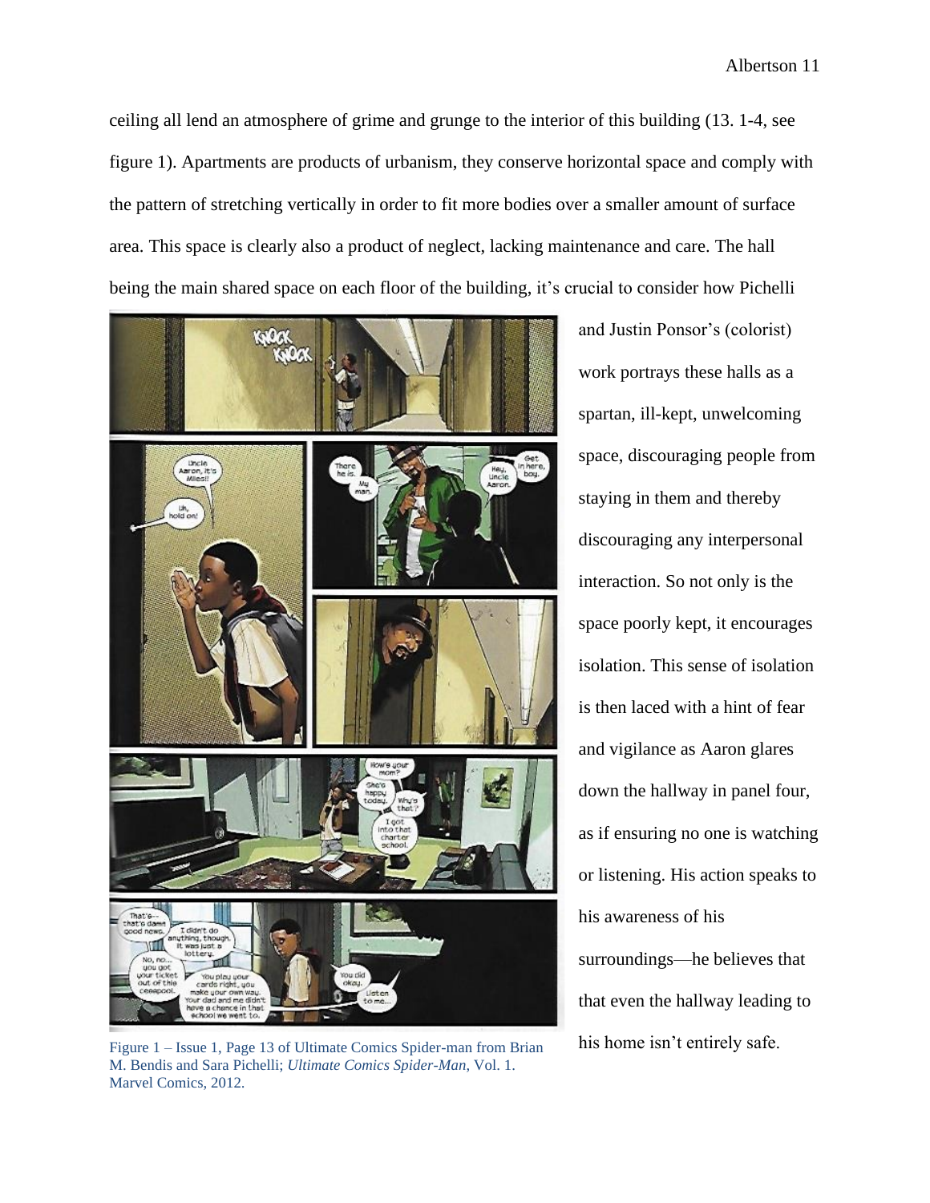ceiling all lend an atmosphere of grime and grunge to the interior of this building (13. 1-4, see figure 1). Apartments are products of urbanism, they conserve horizontal space and comply with the pattern of stretching vertically in order to fit more bodies over a smaller amount of surface area. This space is clearly also a product of neglect, lacking maintenance and care. The hall being the main shared space on each floor of the building, it's crucial to consider how Pichelli and Justin Ponsor's (colorist) work portrays these halls as a spartan, ill-kept, unwelcoming space, discouraging people from staying in them and thereby discouraging any interpersonal interaction. So not only is the space poorly kept, it encourages isolation. This sense of isolation is then laced with a hint of fear and vigilance as Aaron glares down the hallway in panel four, as if ensuring no one is watching or listening. His action speaks to his awareness of his surroundings—he believes that that even the hallway leading to his home isn't entirely safe.

Figure 1 – Issue 1, Page 13 of Ultimate Comics Spider-man from Brian M. Bendis and Sara Pichelli; *Ultimate Comics Spider-Man*, Vol. 1. Marvel Comics, 2012.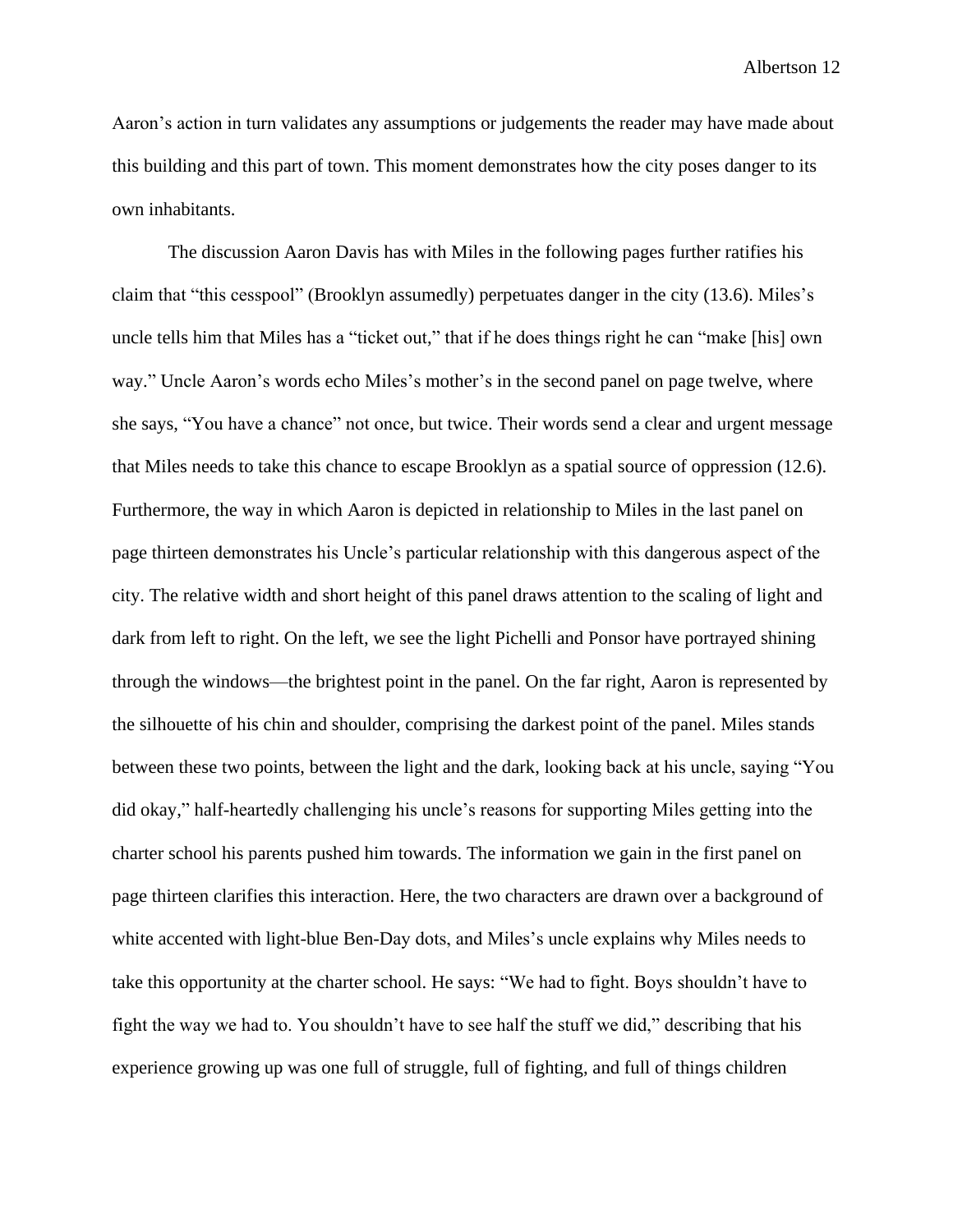Aaron's action in turn validates any assumptions or judgements the reader may have made about this building and this part of town. This moment demonstrates how the city poses danger to its own inhabitants.

The discussion Aaron Davis has with Miles in the following pages further ratifies his claim that "this cesspool" (Brooklyn assumedly) perpetuates danger in the city (13.6). Miles's uncle tells him that Miles has a "ticket out," that if he does things right he can "make [his] own way." Uncle Aaron's words echo Miles's mother's in the second panel on page twelve, where she says, "You have a chance" not once, but twice. Their words send a clear and urgent message that Miles needs to take this chance to escape Brooklyn as a spatial source of oppression (12.6). Furthermore, the way in which Aaron is depicted in relationship to Miles in the last panel on page thirteen demonstrates his Uncle's particular relationship with this dangerous aspect of the city. The relative width and short height of this panel draws attention to the scaling of light and dark from left to right. On the left, we see the light Pichelli and Ponsor have portrayed shining through the windows—the brightest point in the panel. On the far right, Aaron is represented by the silhouette of his chin and shoulder, comprising the darkest point of the panel. Miles stands between these two points, between the light and the dark, looking back at his uncle, saying "You did okay," half-heartedly challenging his uncle's reasons for supporting Miles getting into the charter school his parents pushed him towards. The information we gain in the first panel on page thirteen clarifies this interaction. Here, the two characters are drawn over a background of white accented with light-blue Ben-Day dots, and Miles's uncle explains why Miles needs to take this opportunity at the charter school. He says: "We had to fight. Boys shouldn't have to fight the way we had to. You shouldn't have to see half the stuff we did," describing that his experience growing up was one full of struggle, full of fighting, and full of things children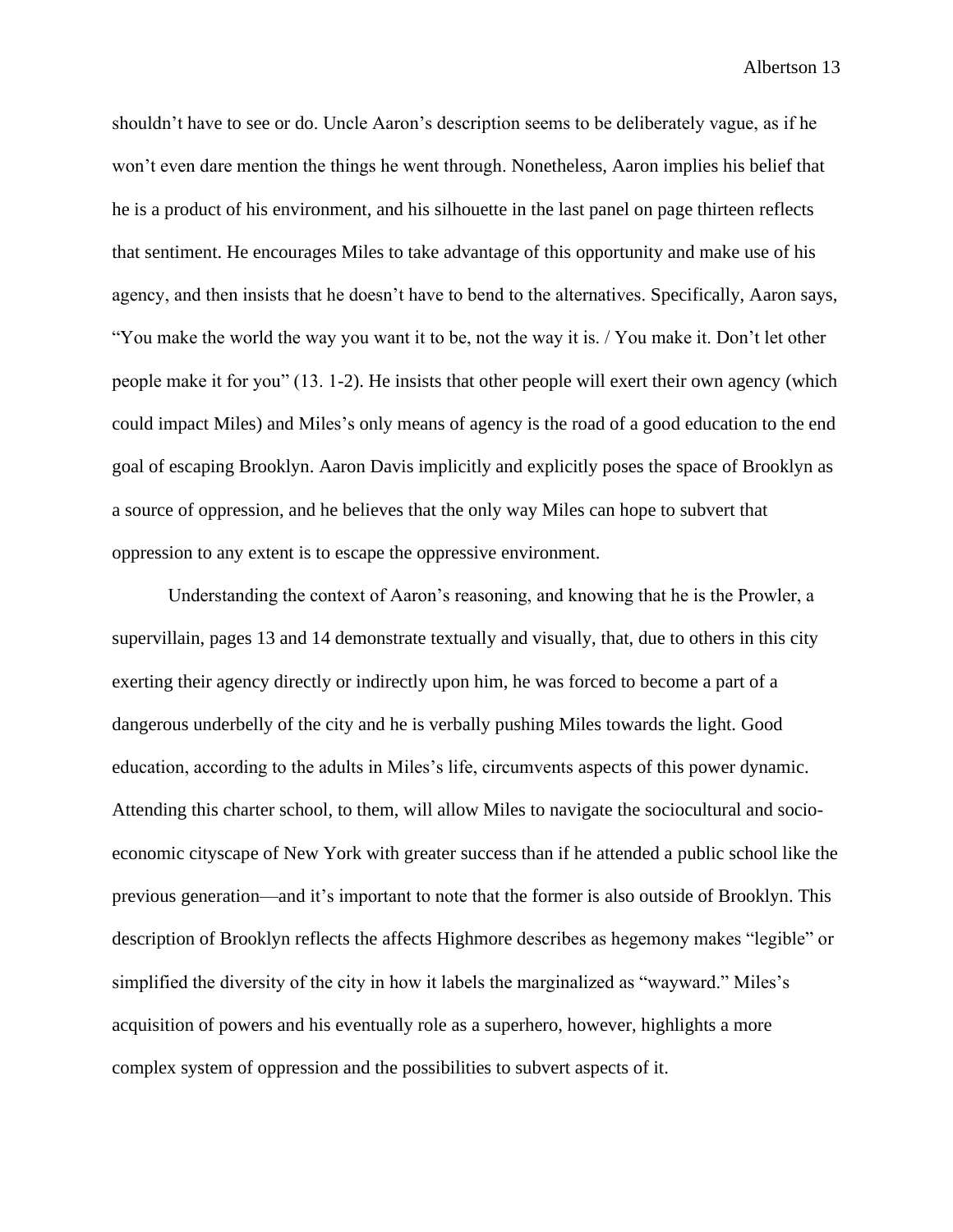shouldn't have to see or do. Uncle Aaron's description seems to be deliberately vague, as if he won't even dare mention the things he went through. Nonetheless, Aaron implies his belief that he is a product of his environment, and his silhouette in the last panel on page thirteen reflects that sentiment. He encourages Miles to take advantage of this opportunity and make use of his agency, and then insists that he doesn't have to bend to the alternatives. Specifically, Aaron says, "You make the world the way you want it to be, not the way it is. / You make it. Don't let other people make it for you" (13. 1-2). He insists that other people will exert their own agency (which could impact Miles) and Miles's only means of agency is the road of a good education to the end goal of escaping Brooklyn. Aaron Davis implicitly and explicitly poses the space of Brooklyn as a source of oppression, and he believes that the only way Miles can hope to subvert that oppression to any extent is to escape the oppressive environment.

Understanding the context of Aaron's reasoning, and knowing that he is the Prowler, a supervillain, pages 13 and 14 demonstrate textually and visually, that, due to others in this city exerting their agency directly or indirectly upon him, he was forced to become a part of a dangerous underbelly of the city and he is verbally pushing Miles towards the light. Good education, according to the adults in Miles's life, circumvents aspects of this power dynamic. Attending this charter school, to them, will allow Miles to navigate the sociocultural and socio-economic cityscape of New York with greater success than if he attended a public school like the previous generation—and it's important to note that the former is also outside of Brooklyn. This description of Brooklyn reflects the affects Highmore describes as hegemony makes "legible" or simplified the diversity of the city in how it labels the marginalized as "wayward." Miles's acquisition of powers and his eventually role as a superhero, however, highlights a more complex system of oppression and the possibilities to subvert aspects of it.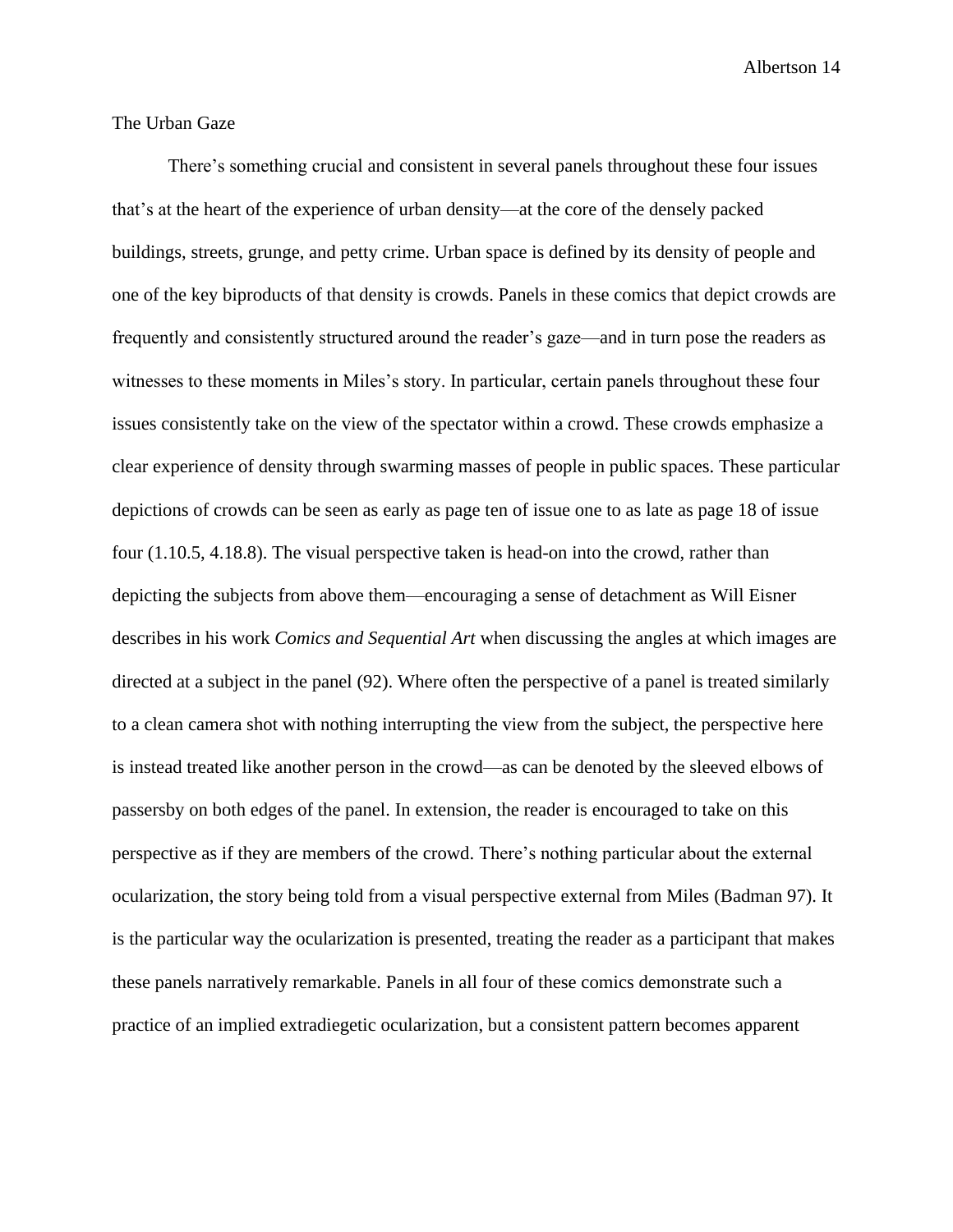The Urban Gaze

There's something crucial and consistent in several panels throughout these four issues that's at the heart of the experience of urban density—at the core of the densely packed buildings, streets, grunge, and petty crime. Urban space is defined by its density of people and one of the key biproducts of that density is crowds. Panels in these comics that depict crowds are frequently and consistently structured around the reader's gaze—and in turn pose the readers as witnesses to these moments in Miles's story. In particular, certain panels throughout these four issues consistently take on the view of the spectator within a crowd. These crowds emphasize a clear experience of density through swarming masses of people in public spaces. These particular depictions of crowds can be seen as early as page ten of issue one to as late as page 18 of issue four (1.10.5, 4.18.8). The visual perspective taken is head-on into the crowd, rather than depicting the subjects from above them—encouraging a sense of detachment as Will Eisner describes in his work *Comics and Sequential Art* when discussing the angles at which images are directed at a subject in the panel (92). Where often the perspective of a panel is treated similarly to a clean camera shot with nothing interrupting the view from the subject, the perspective here is instead treated like another person in the crowd—as can be denoted by the sleeved elbows of passersby on both edges of the panel. In extension, the reader is encouraged to take on this perspective as if they are members of the crowd. There's nothing particular about the external ocularization, the story being told from a visual perspective external from Miles (Badman 97). It is the particular way the ocularization is presented, treating the reader as a participant that makes these panels narratively remarkable. Panels in all four of these comics demonstrate such a practice of an implied extradiegetic ocularization, but a consistent pattern becomes apparent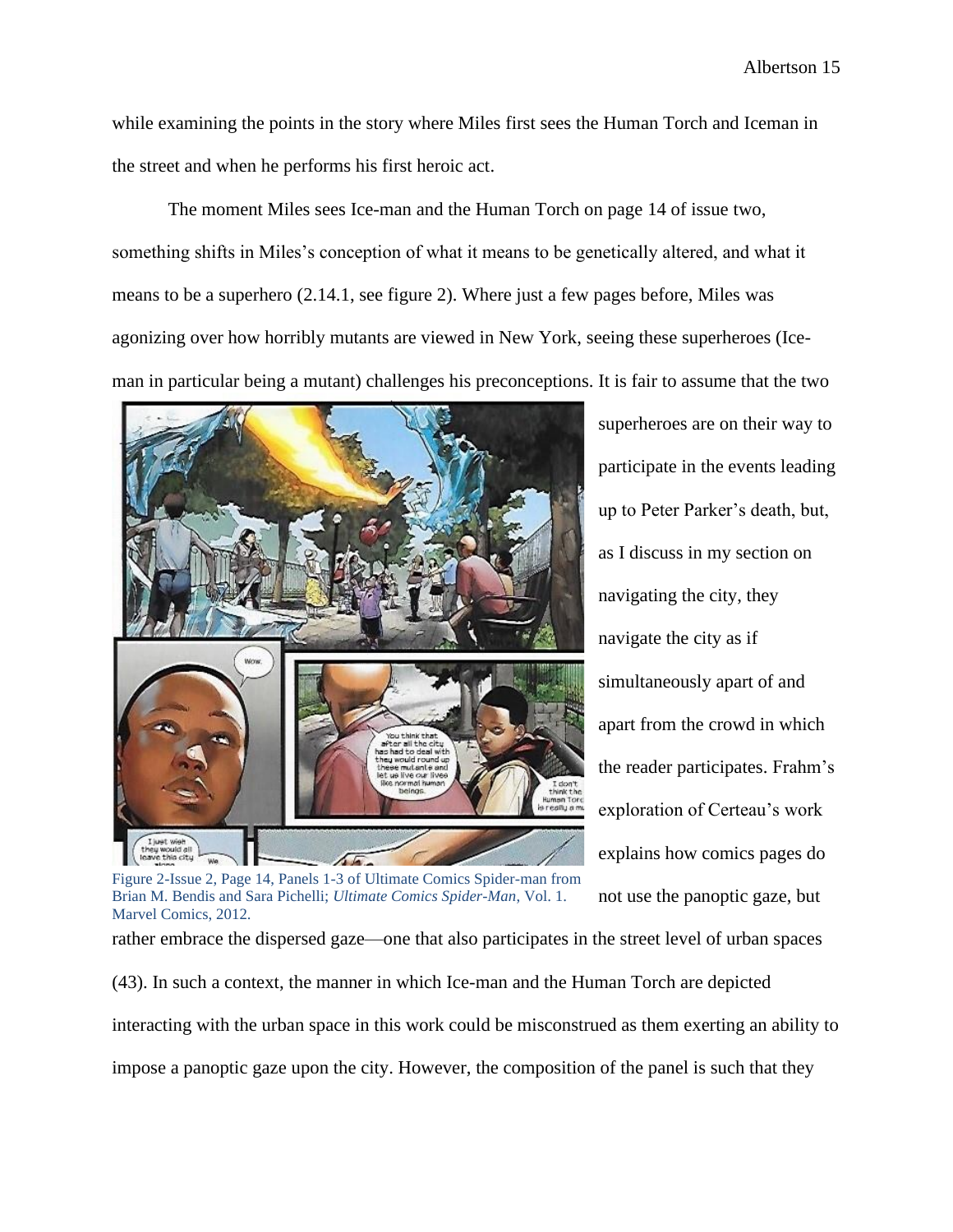while examining the points in the story where Miles first sees the Human Torch and Iceman in the street and when he performs his first heroic act.

The moment Miles sees Ice-man and the Human Torch on page 14 of issue two, something shifts in Miles's conception of what it means to be genetically altered, and what it means to be a superhero (2.14.1, see figure 2). Where just a few pages before, Miles was agonizing over how horribly mutants are viewed in New York, seeing these superheroes (Ice-man in particular being a mutant) challenges his preconceptions. It is fair to assume that the two superheroes are on their way to participate in the events leading up to Peter Parker's death, but, as I discuss in my section on navigating the city, they navigate the city as if simultaneously apart of and apart from the crowd in which the reader participates. Frahm's exploration of Certeau's work explains how comics pages do not use the panoptic gaze, but rather embrace the dispersed gaze—one that also participates in the street level of urban spaces (43). In such a context, the manner in which Ice-man and the Human Torch are depicted interacting with the urban space in this work could be misconstrued as them exerting an ability to impose a panoptic gaze upon the city. However, the composition of the panel is such that they

Figure 2-Issue 2, Page 14, Panels 1-3 of Ultimate Comics Spider-man from Brian M. Bendis and Sara Pichelli; *Ultimate Comics Spider-Man*, Vol. 1. Marvel Comics, 2012.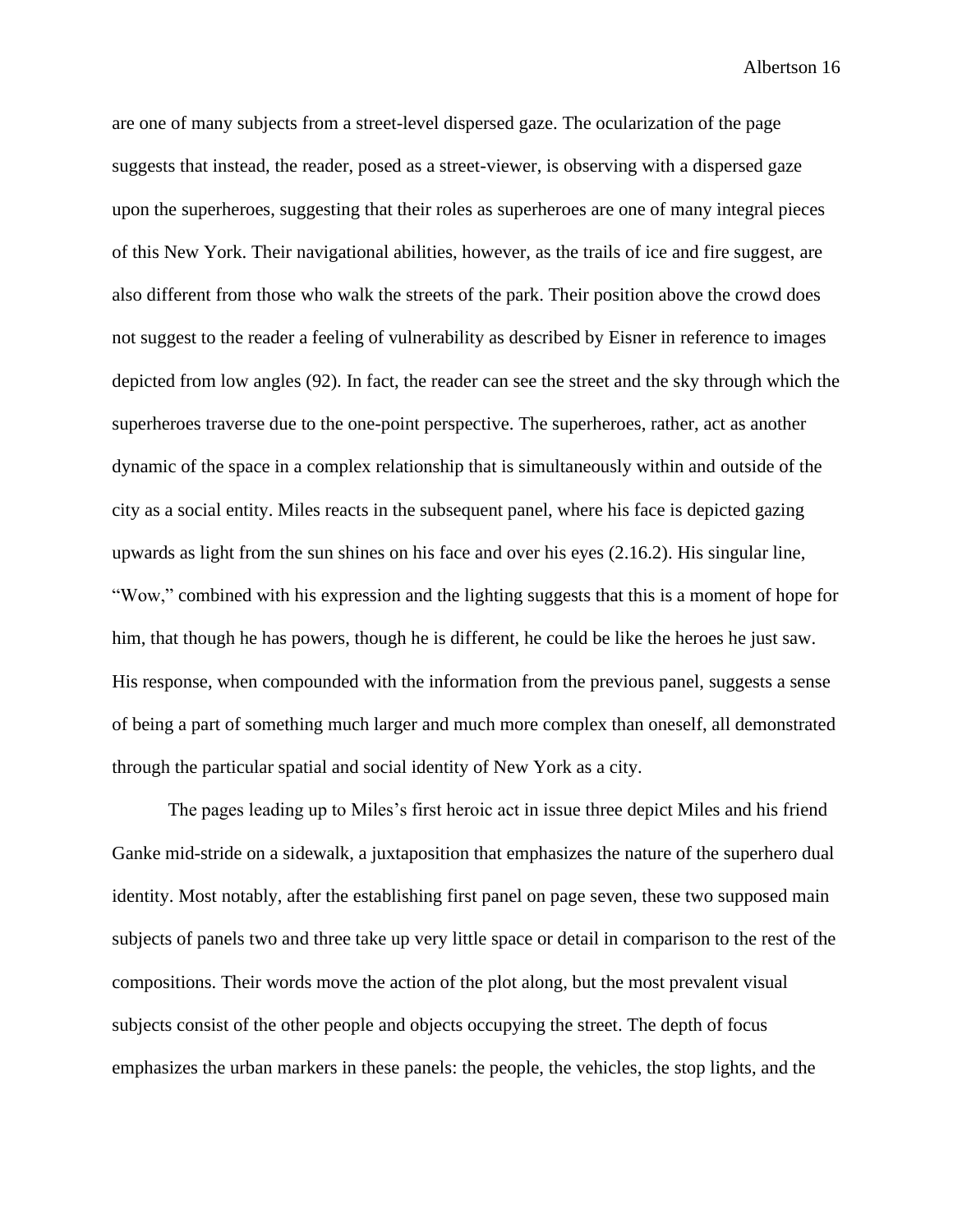are one of many subjects from a street-level dispersed gaze. The ocularization of the page suggests that instead, the reader, posed as a street-viewer, is observing with a dispersed gaze upon the superheroes, suggesting that their roles as superheroes are one of many integral pieces of this New York. Their navigational abilities, however, as the trails of ice and fire suggest, are also different from those who walk the streets of the park. Their position above the crowd does not suggest to the reader a feeling of vulnerability as described by Eisner in reference to images depicted from low angles (92). In fact, the reader can see the street and the sky through which the superheroes traverse due to the one-point perspective. The superheroes, rather, act as another dynamic of the space in a complex relationship that is simultaneously within and outside of the city as a social entity. Miles reacts in the subsequent panel, where his face is depicted gazing upwards as light from the sun shines on his face and over his eyes (2.16.2). His singular line, "Wow," combined with his expression and the lighting suggests that this is a moment of hope for him, that though he has powers, though he is different, he could be like the heroes he just saw. His response, when compounded with the information from the previous panel, suggests a sense of being a part of something much larger and much more complex than oneself, all demonstrated through the particular spatial and social identity of New York as a city.

The pages leading up to Miles's first heroic act in issue three depict Miles and his friend Ganke mid-stride on a sidewalk, a juxtaposition that emphasizes the nature of the superhero dual identity. Most notably, after the establishing first panel on page seven, these two supposed main subjects of panels two and three take up very little space or detail in comparison to the rest of the compositions. Their words move the action of the plot along, but the most prevalent visual subjects consist of the other people and objects occupying the street. The depth of focus emphasizes the urban markers in these panels: the people, the vehicles, the stop lights, and the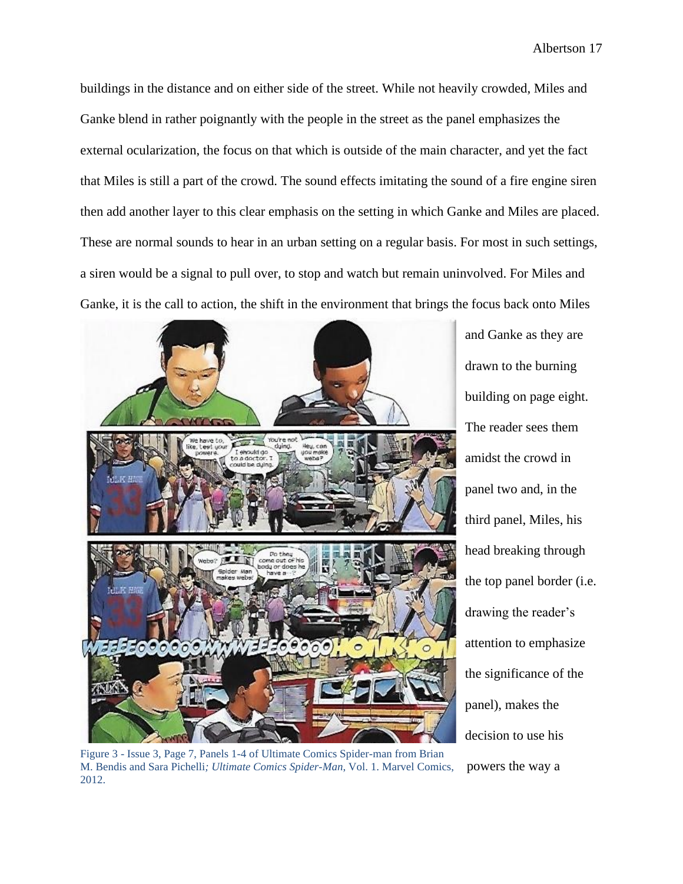buildings in the distance and on either side of the street. While not heavily crowded, Miles and Ganke blend in rather poignantly with the people in the street as the panel emphasizes the external ocularization, the focus on that which is outside of the main character, and yet the fact that Miles is still a part of the crowd. The sound effects imitating the sound of a fire engine siren then add another layer to this clear emphasis on the setting in which Ganke and Miles are placed. These are normal sounds to hear in an urban setting on a regular basis. For most in such settings, a siren would be a signal to pull over, to stop and watch but remain uninvolved. For Miles and Ganke, it is the call to action, the shift in the environment that brings the focus back onto Miles and Ganke as they are drawn to the burning building on page eight. The reader sees them amidst the crowd in panel two and, in the third panel, Miles, his head breaking through the top panel border (i.e. drawing the reader's attention to emphasize the significance of the panel), makes the decision to use his powers the way a

Figure 3 - Issue 3, Page 7, Panels 1-4 of Ultimate Comics Spider-man from Brian M. Bendis and Sara Pichelli; *Ultimate Comics Spider-Man*, Vol. 1. Marvel Comics, 2012.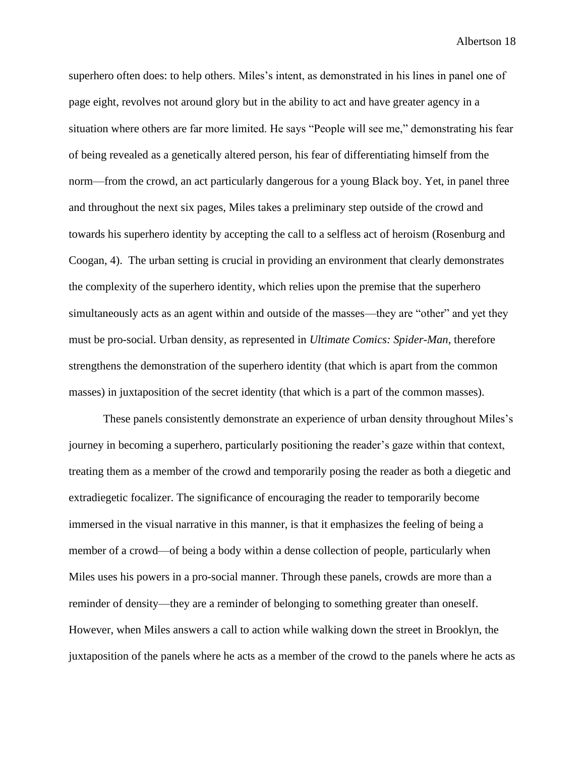superhero often does: to help others. Miles's intent, as demonstrated in his lines in panel one of page eight, revolves not around glory but in the ability to act and have greater agency in a situation where others are far more limited. He says "People will see me," demonstrating his fear of being revealed as a genetically altered person, his fear of differentiating himself from the norm—from the crowd, an act particularly dangerous for a young Black boy. Yet, in panel three and throughout the next six pages, Miles takes a preliminary step outside of the crowd and towards his superhero identity by accepting the call to a selfless act of heroism (Rosenburg and Coogan, 4).  The urban setting is crucial in providing an environment that clearly demonstrates the complexity of the superhero identity, which relies upon the premise that the superhero simultaneously acts as an agent within and outside of the masses—they are "other" and yet they must be pro-social. Urban density, as represented in *Ultimate Comics: Spider-Man*, therefore strengthens the demonstration of the superhero identity (that which is apart from the common masses) in juxtaposition of the secret identity (that which is a part of the common masses).

These panels consistently demonstrate an experience of urban density throughout Miles's journey in becoming a superhero, particularly positioning the reader's gaze within that context, treating them as a member of the crowd and temporarily posing the reader as both a diegetic and extradiegetic focalizer. The significance of encouraging the reader to temporarily become immersed in the visual narrative in this manner, is that it emphasizes the feeling of being a member of a crowd—of being a body within a dense collection of people, particularly when Miles uses his powers in a pro-social manner. Through these panels, crowds are more than a reminder of density—they are a reminder of belonging to something greater than oneself. However, when Miles answers a call to action while walking down the street in Brooklyn, the juxtaposition of the panels where he acts as a member of the crowd to the panels where he acts as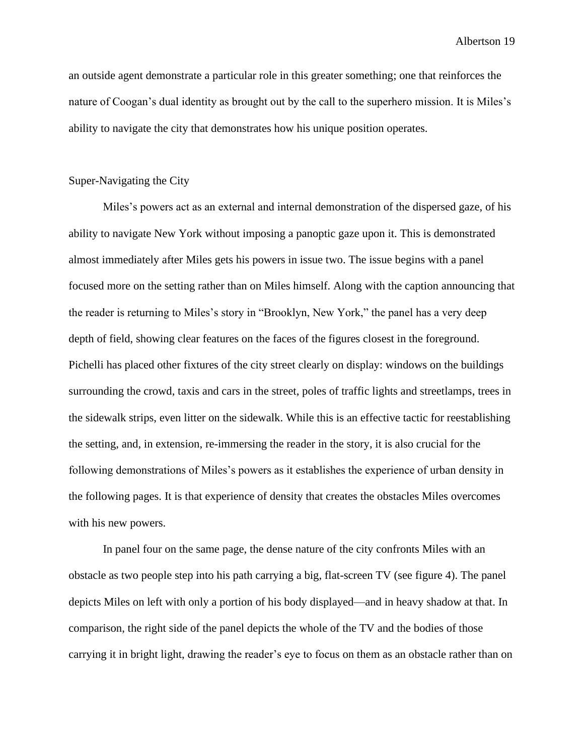an outside agent demonstrate a particular role in this greater something; one that reinforces the nature of Coogan's dual identity as brought out by the call to the superhero mission. It is Miles's ability to navigate the city that demonstrates how his unique position operates.

## Super-Navigating the City

Miles's powers act as an external and internal demonstration of the dispersed gaze, of his ability to navigate New York without imposing a panoptic gaze upon it. This is demonstrated almost immediately after Miles gets his powers in issue two. The issue begins with a panel focused more on the setting rather than on Miles himself. Along with the caption announcing that the reader is returning to Miles's story in "Brooklyn, New York," the panel has a very deep depth of field, showing clear features on the faces of the figures closest in the foreground. Pichelli has placed other fixtures of the city street clearly on display: windows on the buildings surrounding the crowd, taxis and cars in the street, poles of traffic lights and streetlamps, trees in the sidewalk strips, even litter on the sidewalk. While this is an effective tactic for reestablishing the setting, and, in extension, re-immersing the reader in the story, it is also crucial for the following demonstrations of Miles's powers as it establishes the experience of urban density in the following pages. It is that experience of density that creates the obstacles Miles overcomes with his new powers.

In panel four on the same page, the dense nature of the city confronts Miles with an obstacle as two people step into his path carrying a big, flat-screen TV (see figure 4). The panel depicts Miles on left with only a portion of his body displayed—and in heavy shadow at that. In comparison, the right side of the panel depicts the whole of the TV and the bodies of those carrying it in bright light, drawing the reader's eye to focus on them as an obstacle rather than on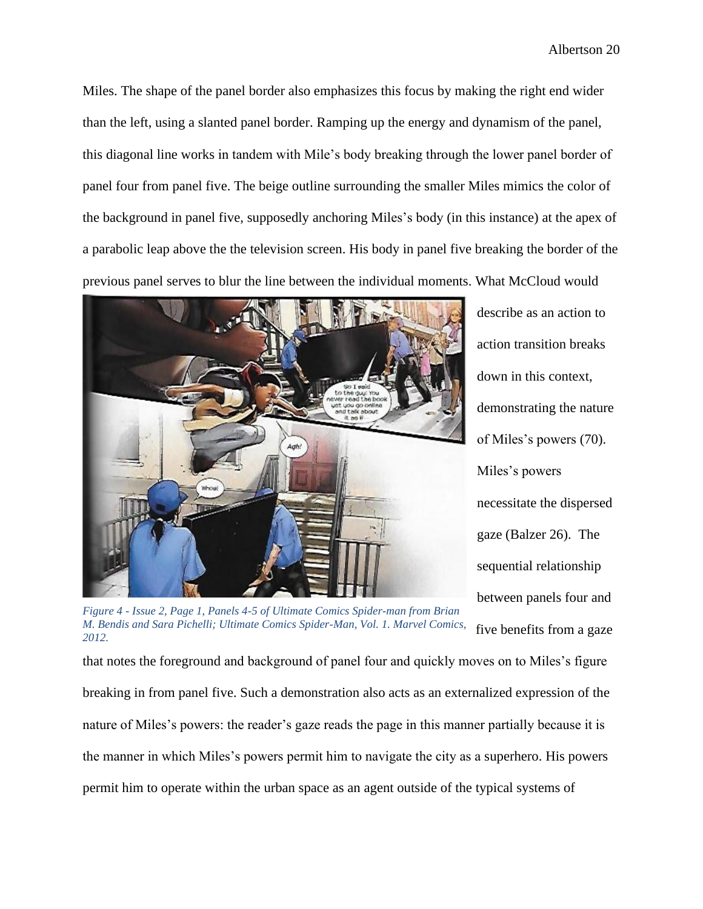Miles. The shape of the panel border also emphasizes this focus by making the right end wider than the left, using a slanted panel border. Ramping up the energy and dynamism of the panel, this diagonal line works in tandem with Mile's body breaking through the lower panel border of panel four from panel five. The beige outline surrounding the smaller Miles mimics the color of the background in panel five, supposedly anchoring Miles's body (in this instance) at the apex of a parabolic leap above the the television screen. His body in panel five breaking the border of the previous panel serves to blur the line between the individual moments. What McCloud would describe as an action to action transition breaks down in this context, demonstrating the nature of Miles's powers (70). Miles's powers necessitate the dispersed gaze (Balzer 26). The sequential relationship between panels four and five benefits from a gaze that notes the foreground and background of panel four and quickly moves on to Miles's figure breaking in from panel five. Such a demonstration also acts as an externalized expression of the nature of Miles's powers: the reader's gaze reads the page in this manner partially because it is the manner in which Miles's powers permit him to navigate the city as a superhero. His powers permit him to operate within the urban space as an agent outside of the typical systems of

*Figure 4 - Issue 2, Page 1, Panels 4-5 of Ultimate Comics Spider-man from Brian M. Bendis and Sara Pichelli; Ultimate Comics Spider-Man, Vol. 1. Marvel Comics, 2012.*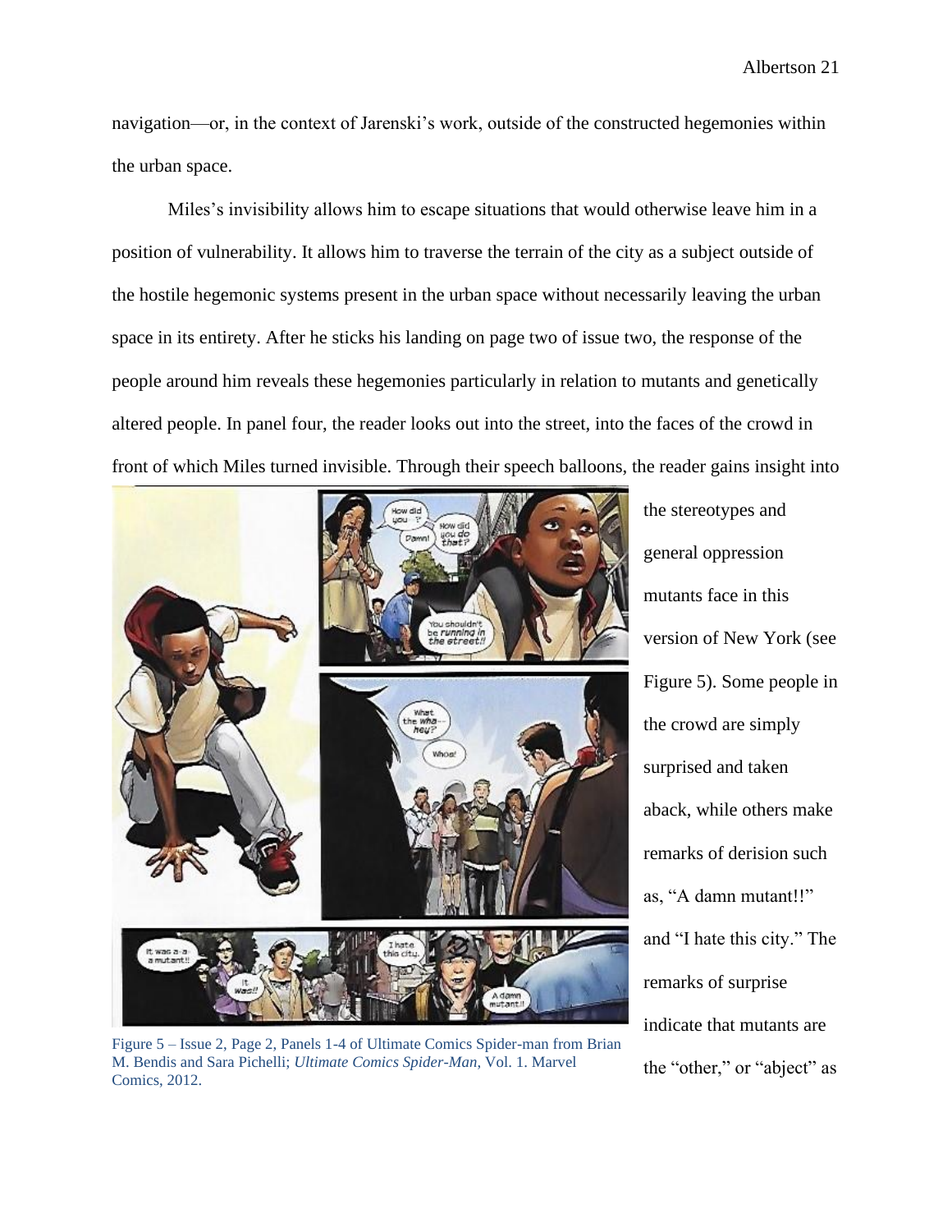navigation—or, in the context of Jarenski's work, outside of the constructed hegemonies within the urban space.

Miles's invisibility allows him to escape situations that would otherwise leave him in a position of vulnerability. It allows him to traverse the terrain of the city as a subject outside of the hostile hegemonic systems present in the urban space without necessarily leaving the urban space in its entirety. After he sticks his landing on page two of issue two, the response of the people around him reveals these hegemonies particularly in relation to mutants and genetically altered people. In panel four, the reader looks out into the street, into the faces of the crowd in front of which Miles turned invisible. Through their speech balloons, the reader gains insight into the stereotypes and general oppression mutants face in this version of New York (see Figure 5). Some people in the crowd are simply surprised and taken aback, while others make remarks of derision such as, "A damn mutant!!" and "I hate this city." The remarks of surprise indicate that mutants are the "other," or "abject" as

Figure 5 – Issue 2, Page 2, Panels 1-4 of Ultimate Comics Spider-man from Brian M. Bendis and Sara Pichelli; *Ultimate Comics Spider-Man*, Vol. 1. Marvel Comics, 2012.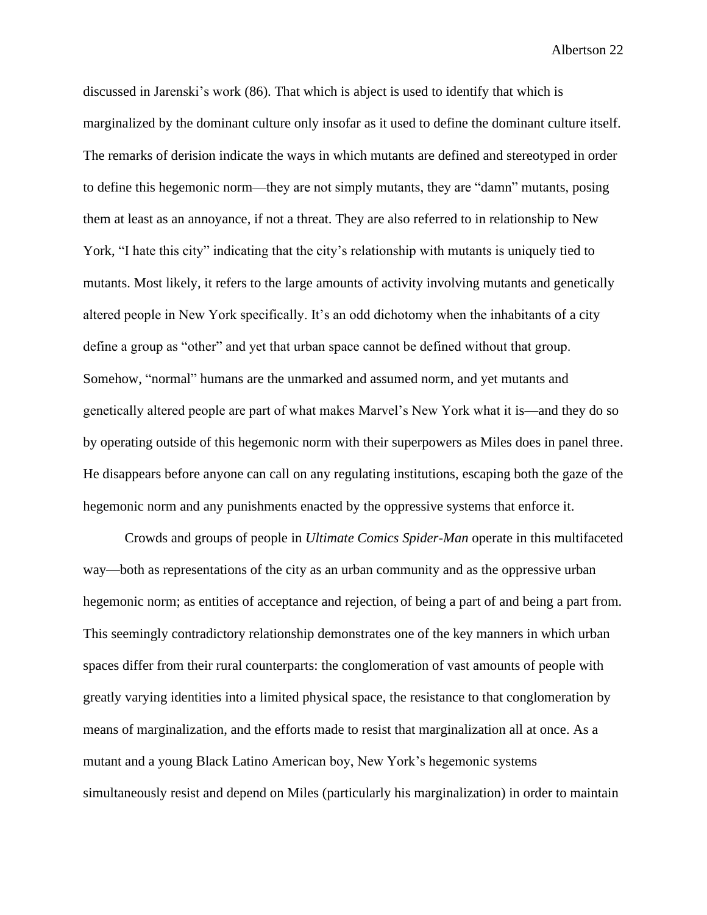discussed in Jarenski's work (86). That which is abject is used to identify that which is marginalized by the dominant culture only insofar as it used to define the dominant culture itself. The remarks of derision indicate the ways in which mutants are defined and stereotyped in order to define this hegemonic norm—they are not simply mutants, they are "damn" mutants, posing them at least as an annoyance, if not a threat. They are also referred to in relationship to New York, "I hate this city" indicating that the city's relationship with mutants is uniquely tied to mutants. Most likely, it refers to the large amounts of activity involving mutants and genetically altered people in New York specifically. It's an odd dichotomy when the inhabitants of a city define a group as "other" and yet that urban space cannot be defined without that group. Somehow, "normal" humans are the unmarked and assumed norm, and yet mutants and genetically altered people are part of what makes Marvel's New York what it is—and they do so by operating outside of this hegemonic norm with their superpowers as Miles does in panel three. He disappears before anyone can call on any regulating institutions, escaping both the gaze of the hegemonic norm and any punishments enacted by the oppressive systems that enforce it.

Crowds and groups of people in *Ultimate Comics Spider-Man* operate in this multifaceted way—both as representations of the city as an urban community and as the oppressive urban hegemonic norm; as entities of acceptance and rejection, of being a part of and being a part from. This seemingly contradictory relationship demonstrates one of the key manners in which urban spaces differ from their rural counterparts: the conglomeration of vast amounts of people with greatly varying identities into a limited physical space, the resistance to that conglomeration by means of marginalization, and the efforts made to resist that marginalization all at once. As a mutant and a young Black Latino American boy, New York's hegemonic systems simultaneously resist and depend on Miles (particularly his marginalization) in order to maintain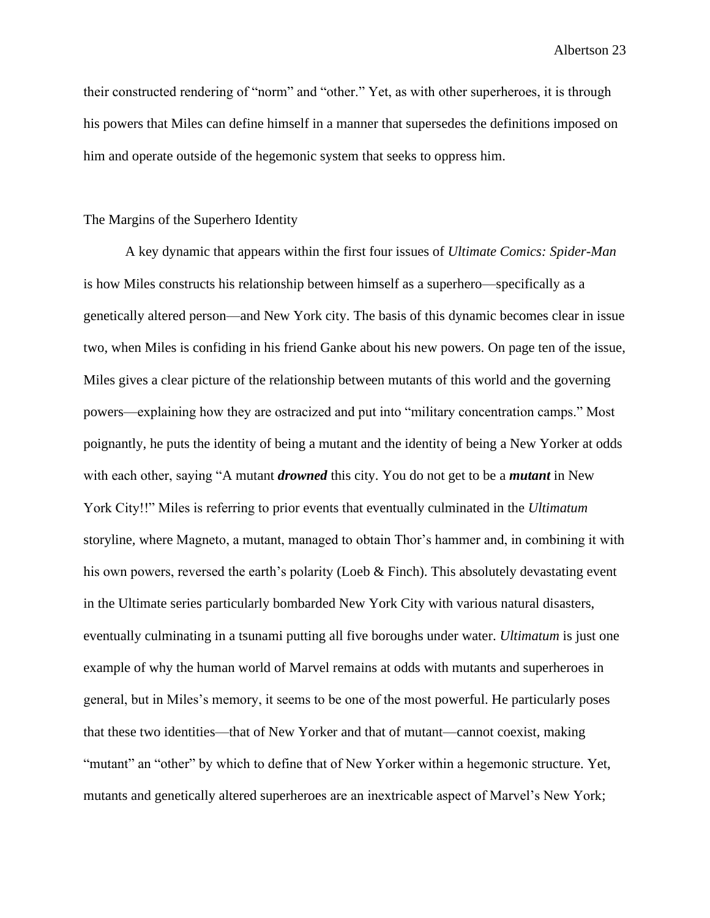their constructed rendering of "norm" and "other." Yet, as with other superheroes, it is through his powers that Miles can define himself in a manner that supersedes the definitions imposed on him and operate outside of the hegemonic system that seeks to oppress him.

## The Margins of the Superhero Identity

A key dynamic that appears within the first four issues of *Ultimate Comics: Spider-Man* is how Miles constructs his relationship between himself as a superhero—specifically as a genetically altered person—and New York city. The basis of this dynamic becomes clear in issue two, when Miles is confiding in his friend Ganke about his new powers. On page ten of the issue, Miles gives a clear picture of the relationship between mutants of this world and the governing powers—explaining how they are ostracized and put into "military concentration camps." Most poignantly, he puts the identity of being a mutant and the identity of being a New Yorker at odds with each other, saying "A mutant ***drowned*** this city. You do not get to be a ***mutant*** in New York City!!" Miles is referring to prior events that eventually culminated in the *Ultimatum* storyline, where Magneto, a mutant, managed to obtain Thor's hammer and, in combining it with his own powers, reversed the earth's polarity (Loeb & Finch). This absolutely devastating event in the Ultimate series particularly bombarded New York City with various natural disasters, eventually culminating in a tsunami putting all five boroughs under water. *Ultimatum* is just one example of why the human world of Marvel remains at odds with mutants and superheroes in general, but in Miles's memory, it seems to be one of the most powerful. He particularly poses that these two identities—that of New Yorker and that of mutant—cannot coexist, making "mutant" an "other" by which to define that of New Yorker within a hegemonic structure. Yet, mutants and genetically altered superheroes are an inextricable aspect of Marvel's New York;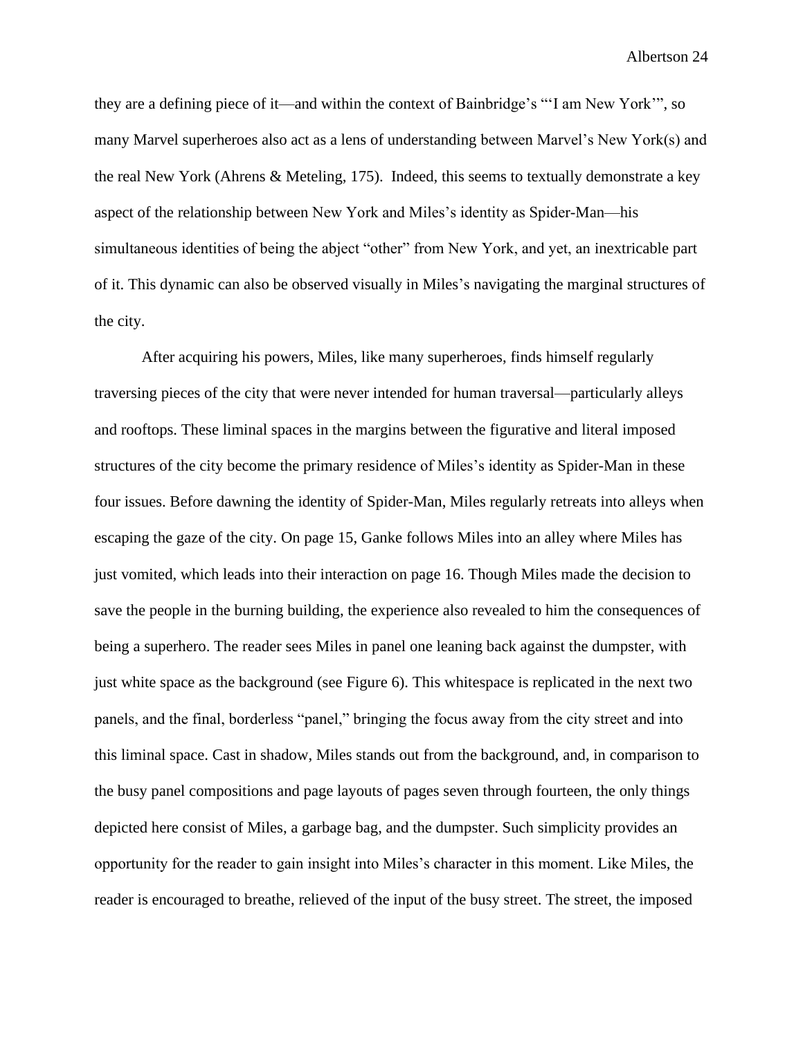they are a defining piece of it—and within the context of Bainbridge's "'I am New York'", so many Marvel superheroes also act as a lens of understanding between Marvel's New York(s) and the real New York (Ahrens & Meteling, 175). Indeed, this seems to textually demonstrate a key aspect of the relationship between New York and Miles's identity as Spider-Man—his simultaneous identities of being the abject "other" from New York, and yet, an inextricable part of it. This dynamic can also be observed visually in Miles's navigating the marginal structures of the city.

After acquiring his powers, Miles, like many superheroes, finds himself regularly traversing pieces of the city that were never intended for human traversal—particularly alleys and rooftops. These liminal spaces in the margins between the figurative and literal imposed structures of the city become the primary residence of Miles's identity as Spider-Man in these four issues. Before dawning the identity of Spider-Man, Miles regularly retreats into alleys when escaping the gaze of the city. On page 15, Ganke follows Miles into an alley where Miles has just vomited, which leads into their interaction on page 16. Though Miles made the decision to save the people in the burning building, the experience also revealed to him the consequences of being a superhero. The reader sees Miles in panel one leaning back against the dumpster, with just white space as the background (see Figure 6). This whitespace is replicated in the next two panels, and the final, borderless "panel," bringing the focus away from the city street and into this liminal space. Cast in shadow, Miles stands out from the background, and, in comparison to the busy panel compositions and page layouts of pages seven through fourteen, the only things depicted here consist of Miles, a garbage bag, and the dumpster. Such simplicity provides an opportunity for the reader to gain insight into Miles's character in this moment. Like Miles, the reader is encouraged to breathe, relieved of the input of the busy street. The street, the imposed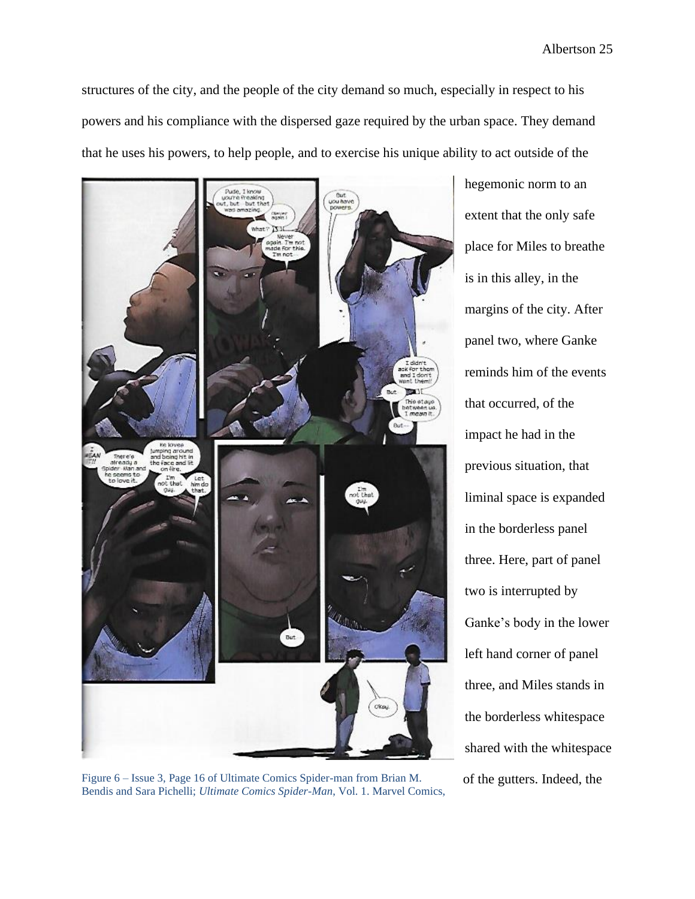structures of the city, and the people of the city demand so much, especially in respect to his powers and his compliance with the dispersed gaze required by the urban space. They demand that he uses his powers, to help people, and to exercise his unique ability to act outside of the hegemonic norm to an extent that the only safe place for Miles to breathe is in this alley, in the margins of the city. After panel two, where Ganke reminds him of the events that occurred, of the impact he had in the previous situation, that liminal space is expanded in the borderless panel three. Here, part of panel two is interrupted by Ganke's body in the lower left hand corner of panel three, and Miles stands in the borderless whitespace shared with the whitespace of the gutters. Indeed, the

Figure 6 – Issue 3, Page 16 of Ultimate Comics Spider-man from Brian M. Bendis and Sara Pichelli; *Ultimate Comics Spider-Man*, Vol. 1. Marvel Comics,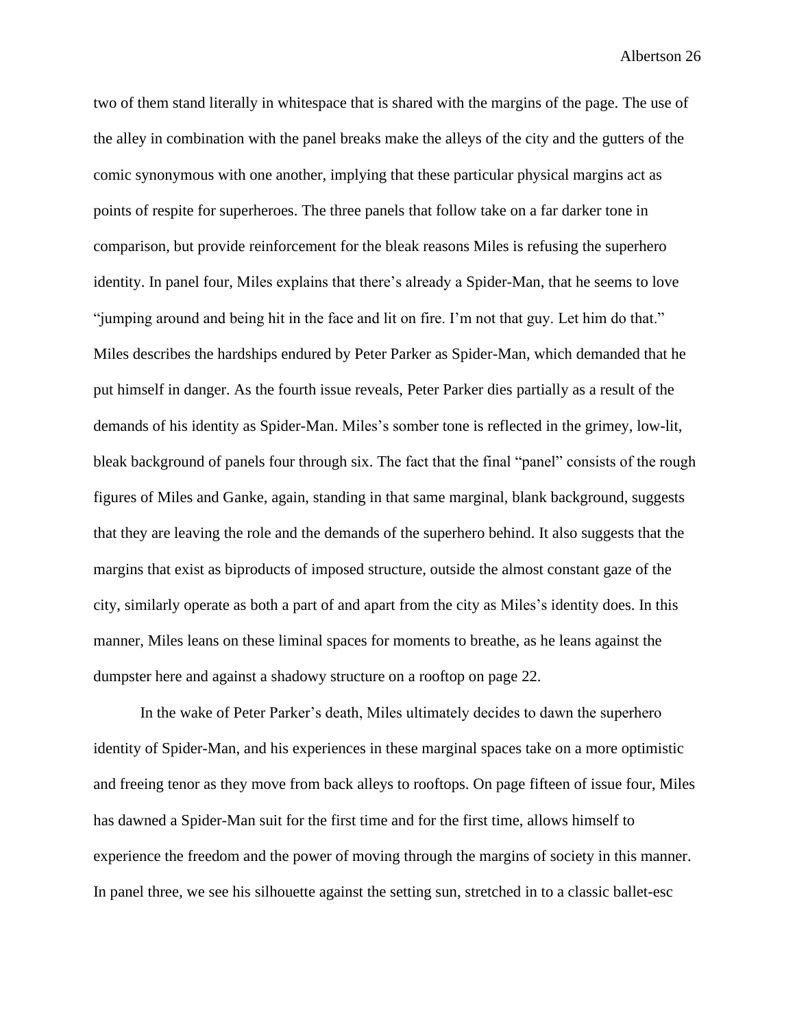two of them stand literally in whitespace that is shared with the margins of the page. The use of the alley in combination with the panel breaks make the alleys of the city and the gutters of the comic synonymous with one another, implying that these particular physical margins act as points of respite for superheroes. The three panels that follow take on a far darker tone in comparison, but provide reinforcement for the bleak reasons Miles is refusing the superhero identity. In panel four, Miles explains that there's already a Spider-Man, that he seems to love "jumping around and being hit in the face and lit on fire. I'm not that guy. Let him do that." Miles describes the hardships endured by Peter Parker as Spider-Man, which demanded that he put himself in danger. As the fourth issue reveals, Peter Parker dies partially as a result of the demands of his identity as Spider-Man. Miles's somber tone is reflected in the grimey, low-lit, bleak background of panels four through six. The fact that the final "panel" consists of the rough figures of Miles and Ganke, again, standing in that same marginal, blank background, suggests that they are leaving the role and the demands of the superhero behind. It also suggests that the margins that exist as biproducts of imposed structure, outside the almost constant gaze of the city, similarly operate as both a part of and apart from the city as Miles's identity does. In this manner, Miles leans on these liminal spaces for moments to breathe, as he leans against the dumpster here and against a shadowy structure on a rooftop on page 22.

In the wake of Peter Parker's death, Miles ultimately decides to dawn the superhero identity of Spider-Man, and his experiences in these marginal spaces take on a more optimistic and freeing tenor as they move from back alleys to rooftops. On page fifteen of issue four, Miles has dawned a Spider-Man suit for the first time and for the first time, allows himself to experience the freedom and the power of moving through the margins of society in this manner. In panel three, we see his silhouette against the setting sun, stretched in to a classic ballet-esc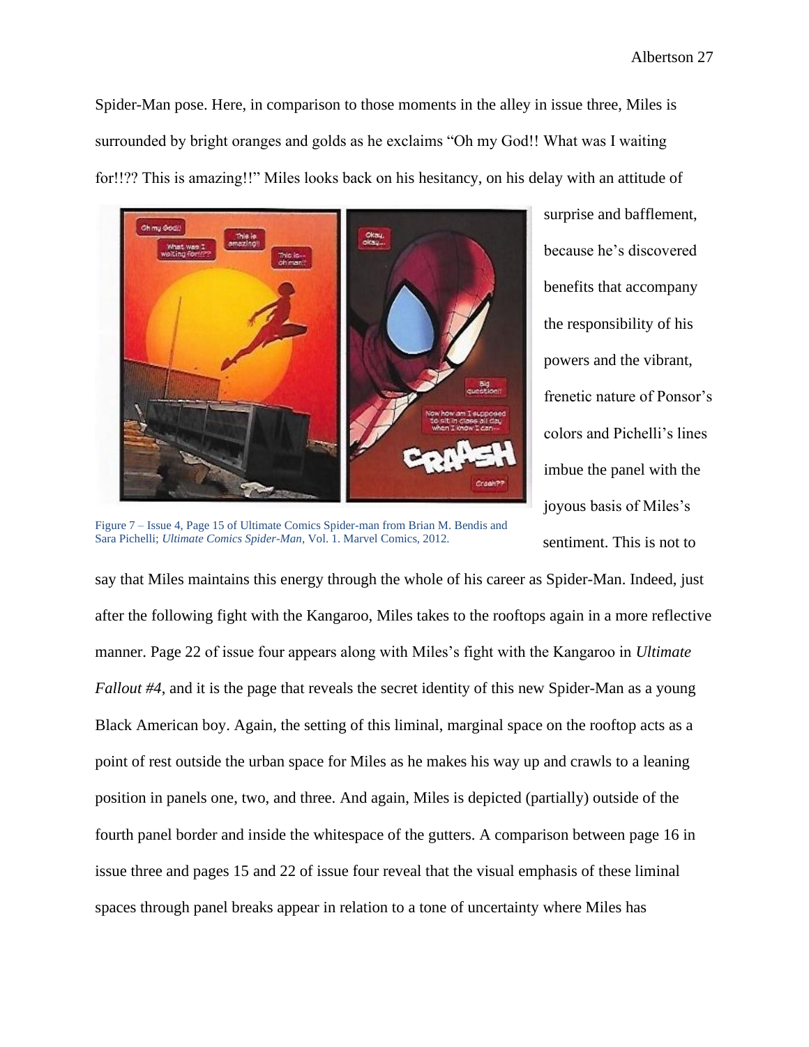Spider-Man pose. Here, in comparison to those moments in the alley in issue three, Miles is surrounded by bright oranges and golds as he exclaims "Oh my God!! What was I waiting for!!?? This is amazing!!" Miles looks back on his hesitancy, on his delay with an attitude of surprise and bafflement, because he's discovered benefits that accompany the responsibility of his powers and the vibrant, frenetic nature of Ponsor's colors and Pichelli's lines imbue the panel with the joyous basis of Miles's sentiment. This is not to say that Miles maintains this energy through the whole of his career as Spider-Man. Indeed, just after the following fight with the Kangaroo, Miles takes to the rooftops again in a more reflective manner. Page 22 of issue four appears along with Miles's fight with the Kangaroo in *Ultimate Fallout #4*, and it is the page that reveals the secret identity of this new Spider-Man as a young Black American boy. Again, the setting of this liminal, marginal space on the rooftop acts as a point of rest outside the urban space for Miles as he makes his way up and crawls to a leaning position in panels one, two, and three. And again, Miles is depicted (partially) outside of the fourth panel border and inside the whitespace of the gutters. A comparison between page 16 in issue three and pages 15 and 22 of issue four reveal that the visual emphasis of these liminal spaces through panel breaks appear in relation to a tone of uncertainty where Miles has

Figure 7 – Issue 4, Page 15 of Ultimate Comics Spider-man from Brian M. Bendis and Sara Pichelli; *Ultimate Comics Spider-Man*, Vol. 1. Marvel Comics, 2012.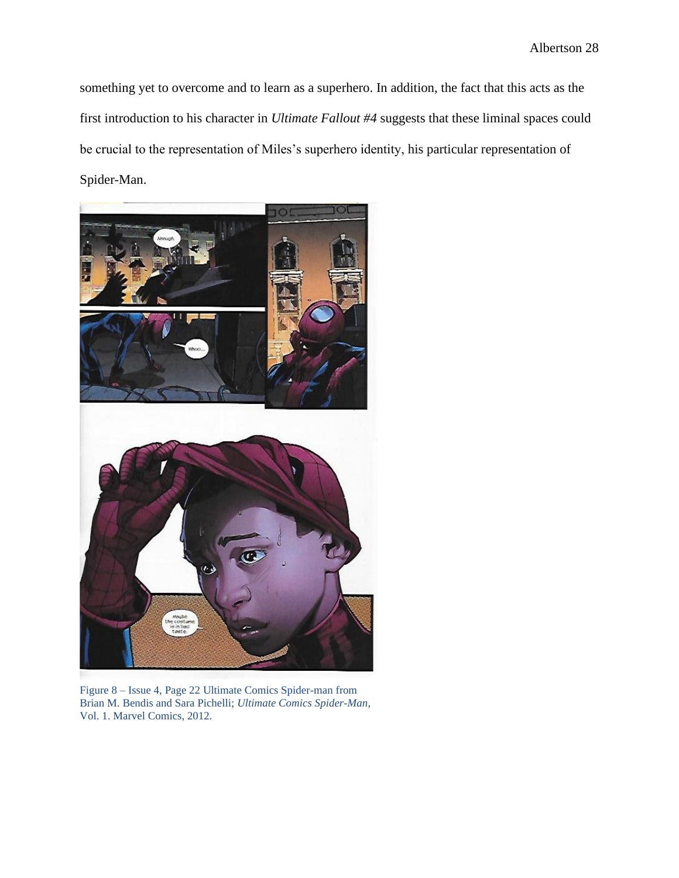something yet to overcome and to learn as a superhero. In addition, the fact that this acts as the first introduction to his character in *Ultimate Fallout #4* suggests that these liminal spaces could be crucial to the representation of Miles's superhero identity, his particular representation of Spider-Man.

Figure 8 – Issue 4, Page 22 Ultimate Comics Spider-man from Brian M. Bendis and Sara Pichelli; *Ultimate Comics Spider-Man*, Vol. 1. Marvel Comics, 2012.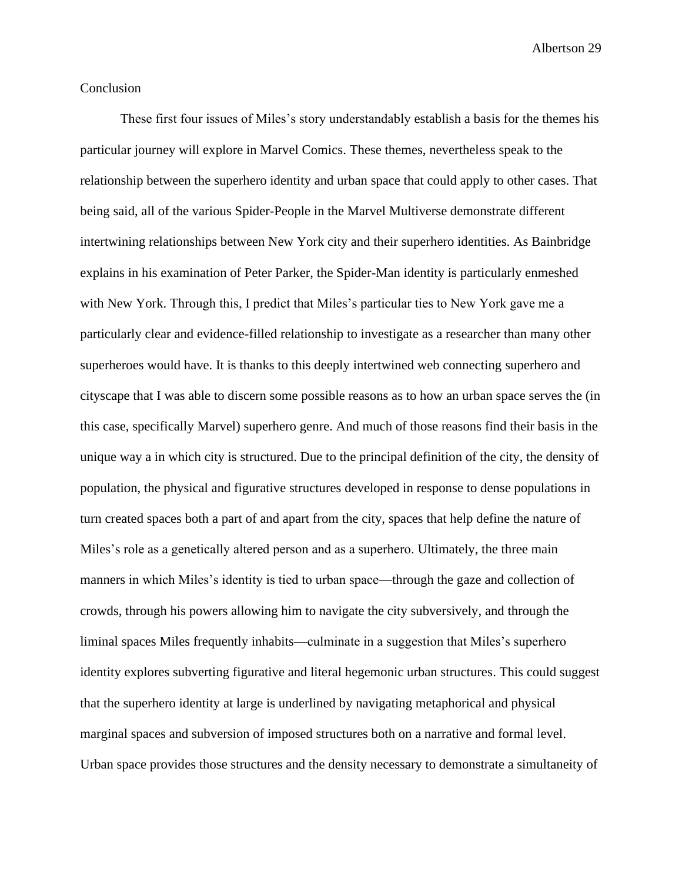## Conclusion

These first four issues of Miles's story understandably establish a basis for the themes his particular journey will explore in Marvel Comics. These themes, nevertheless speak to the relationship between the superhero identity and urban space that could apply to other cases. That being said, all of the various Spider-People in the Marvel Multiverse demonstrate different intertwining relationships between New York city and their superhero identities. As Bainbridge explains in his examination of Peter Parker, the Spider-Man identity is particularly enmeshed with New York. Through this, I predict that Miles's particular ties to New York gave me a particularly clear and evidence-filled relationship to investigate as a researcher than many other superheroes would have. It is thanks to this deeply intertwined web connecting superhero and cityscape that I was able to discern some possible reasons as to how an urban space serves the (in this case, specifically Marvel) superhero genre. And much of those reasons find their basis in the unique way a in which city is structured. Due to the principal definition of the city, the density of population, the physical and figurative structures developed in response to dense populations in turn created spaces both a part of and apart from the city, spaces that help define the nature of Miles's role as a genetically altered person and as a superhero. Ultimately, the three main manners in which Miles's identity is tied to urban space—through the gaze and collection of crowds, through his powers allowing him to navigate the city subversively, and through the liminal spaces Miles frequently inhabits—culminate in a suggestion that Miles's superhero identity explores subverting figurative and literal hegemonic urban structures. This could suggest that the superhero identity at large is underlined by navigating metaphorical and physical marginal spaces and subversion of imposed structures both on a narrative and formal level. Urban space provides those structures and the density necessary to demonstrate a simultaneity of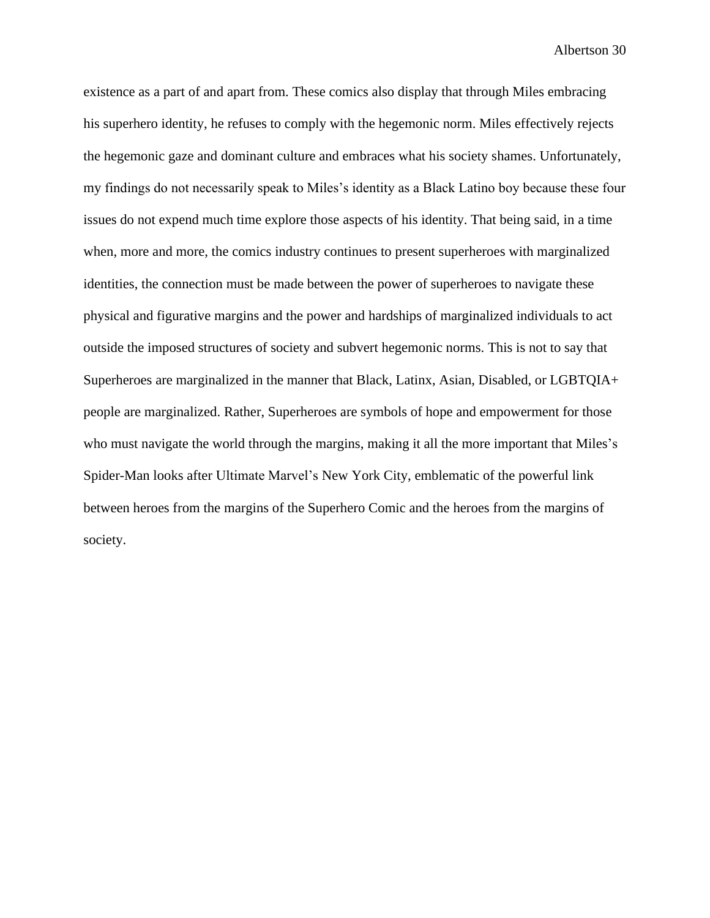existence as a part of and apart from. These comics also display that through Miles embracing his superhero identity, he refuses to comply with the hegemonic norm. Miles effectively rejects the hegemonic gaze and dominant culture and embraces what his society shames. Unfortunately, my findings do not necessarily speak to Miles's identity as a Black Latino boy because these four issues do not expend much time explore those aspects of his identity. That being said, in a time when, more and more, the comics industry continues to present superheroes with marginalized identities, the connection must be made between the power of superheroes to navigate these physical and figurative margins and the power and hardships of marginalized individuals to act outside the imposed structures of society and subvert hegemonic norms. This is not to say that Superheroes are marginalized in the manner that Black, Latinx, Asian, Disabled, or LGBTQIA+ people are marginalized. Rather, Superheroes are symbols of hope and empowerment for those who must navigate the world through the margins, making it all the more important that Miles's Spider-Man looks after Ultimate Marvel's New York City, emblematic of the powerful link between heroes from the margins of the Superhero Comic and the heroes from the margins of society.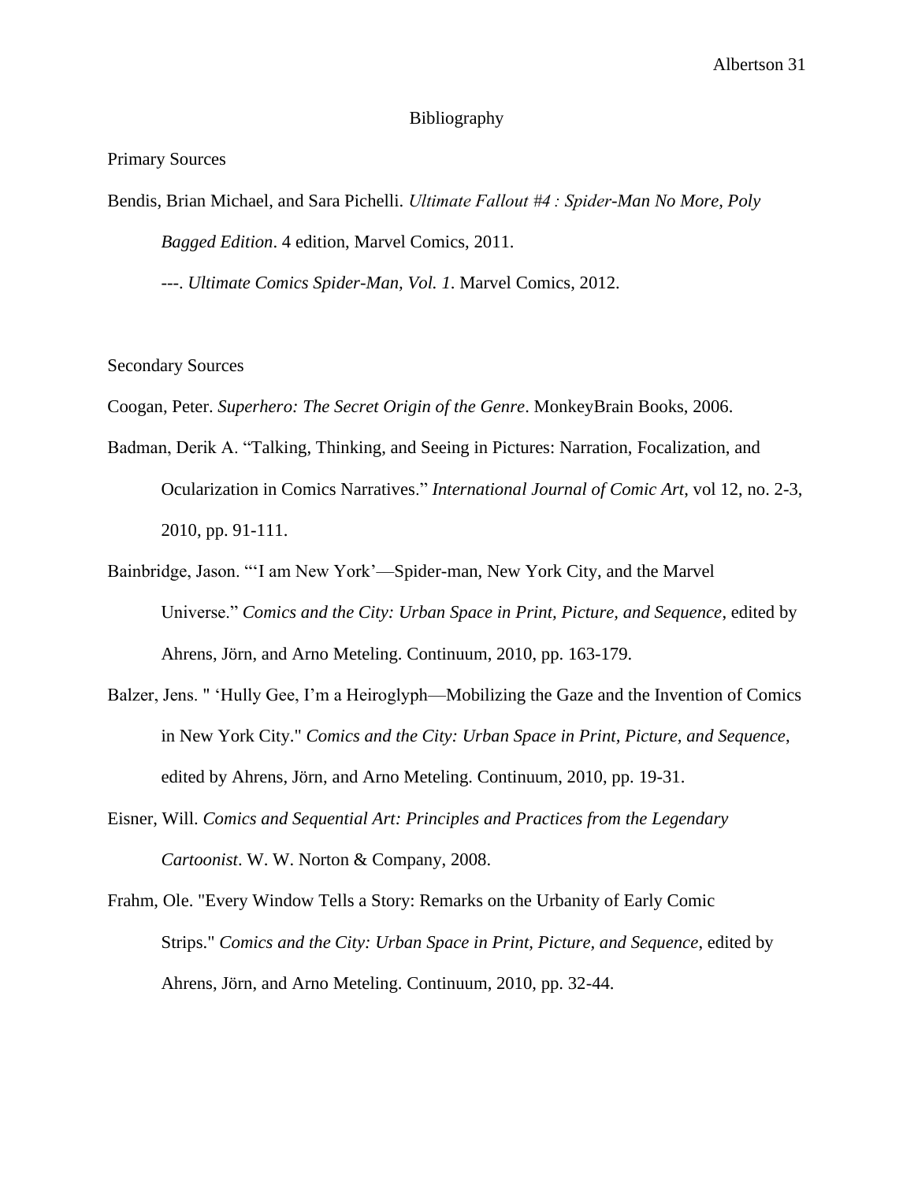# Bibliography

Primary Sources

Bendis, Brian Michael, and Sara Pichelli. *Ultimate Fallout #4 : Spider-Man No More, Poly Bagged Edition*. 4 edition, Marvel Comics, 2011.

---. *Ultimate Comics Spider-Man, Vol. 1*. Marvel Comics, 2012.

Secondary Sources

Coogan, Peter. *Superhero: The Secret Origin of the Genre*. MonkeyBrain Books, 2006.

Badman, Derik A. "Talking, Thinking, and Seeing in Pictures: Narration, Focalization, and Ocularization in Comics Narratives." *International Journal of Comic Art*, vol 12, no. 2-3, 2010, pp. 91-111.

Bainbridge, Jason. "'I am New York'—Spider-man, New York City, and the Marvel Universe." *Comics and the City: Urban Space in Print, Picture, and Sequence*, edited by Ahrens, Jörn, and Arno Meteling. Continuum, 2010, pp. 163-179.

Balzer, Jens. " 'Hully Gee, I'm a Heiroglyph—Mobilizing the Gaze and the Invention of Comics in New York City." *Comics and the City: Urban Space in Print, Picture, and Sequence*, edited by Ahrens, Jörn, and Arno Meteling. Continuum, 2010, pp. 19-31.

Eisner, Will. *Comics and Sequential Art: Principles and Practices from the Legendary Cartoonist*. W. W. Norton & Company, 2008.

Frahm, Ole. "Every Window Tells a Story: Remarks on the Urbanity of Early Comic Strips." *Comics and the City: Urban Space in Print, Picture, and Sequence*, edited by Ahrens, Jörn, and Arno Meteling. Continuum, 2010, pp. 32-44.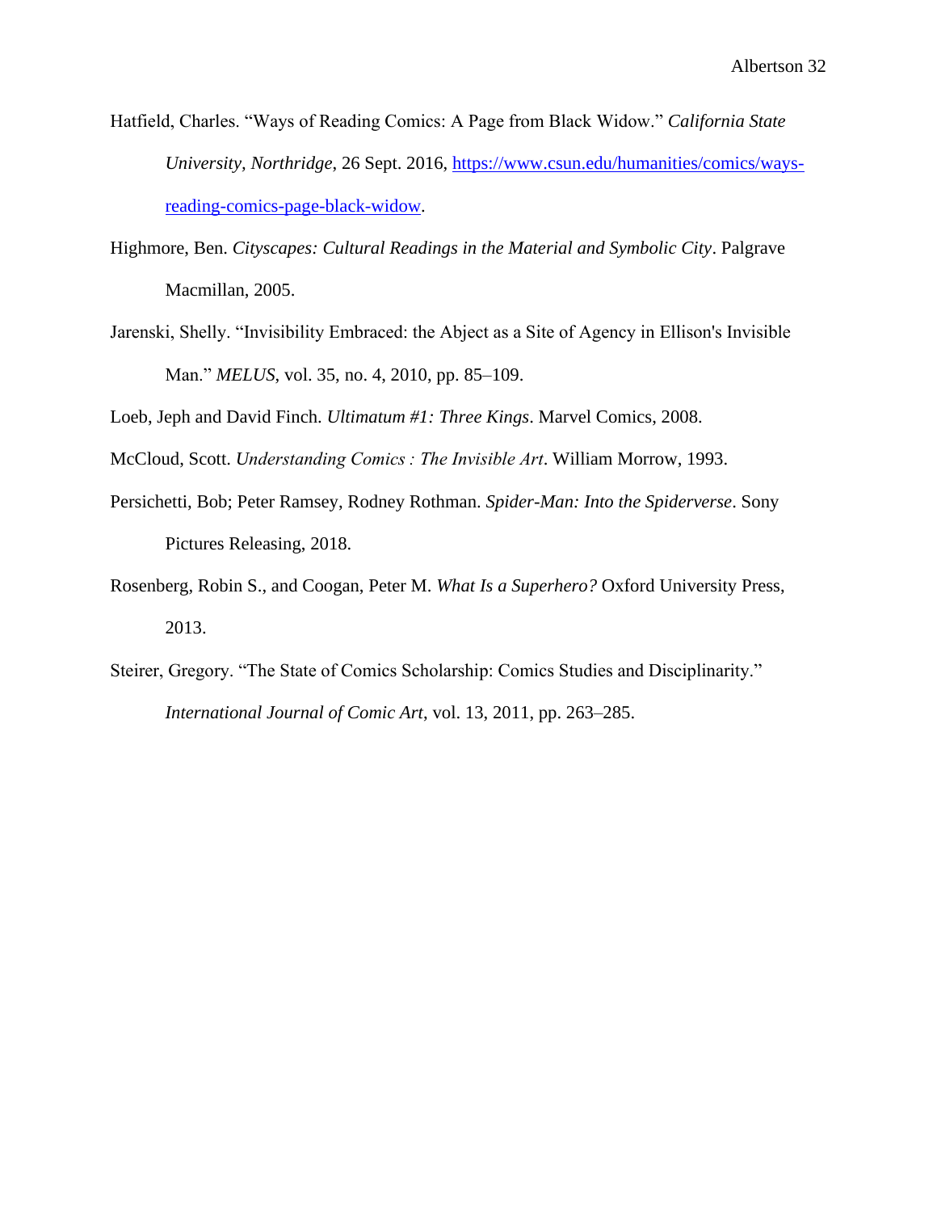Hatfield, Charles. "Ways of Reading Comics: A Page from Black Widow." *California State University, Northridge*, 26 Sept. 2016, https://www.csun.edu/humanities/comics/ways-reading-comics-page-black-widow.

Highmore, Ben. *Cityscapes: Cultural Readings in the Material and Symbolic City*. Palgrave Macmillan, 2005.

Jarenski, Shelly. "Invisibility Embraced: the Abject as a Site of Agency in Ellison's Invisible Man." *MELUS*, vol. 35, no. 4, 2010, pp. 85–109.

Loeb, Jeph and David Finch. *Ultimatum #1: Three Kings*. Marvel Comics, 2008.

McCloud, Scott. *Understanding Comics : The Invisible Art*. William Morrow, 1993.

Persichetti, Bob; Peter Ramsey, Rodney Rothman. *Spider-Man: Into the Spiderverse*. Sony Pictures Releasing, 2018.

Rosenberg, Robin S., and Coogan, Peter M. *What Is a Superhero?* Oxford University Press, 2013.

Steirer, Gregory. "The State of Comics Scholarship: Comics Studies and Disciplinarity." *International Journal of Comic Art*, vol. 13, 2011, pp. 263–285.